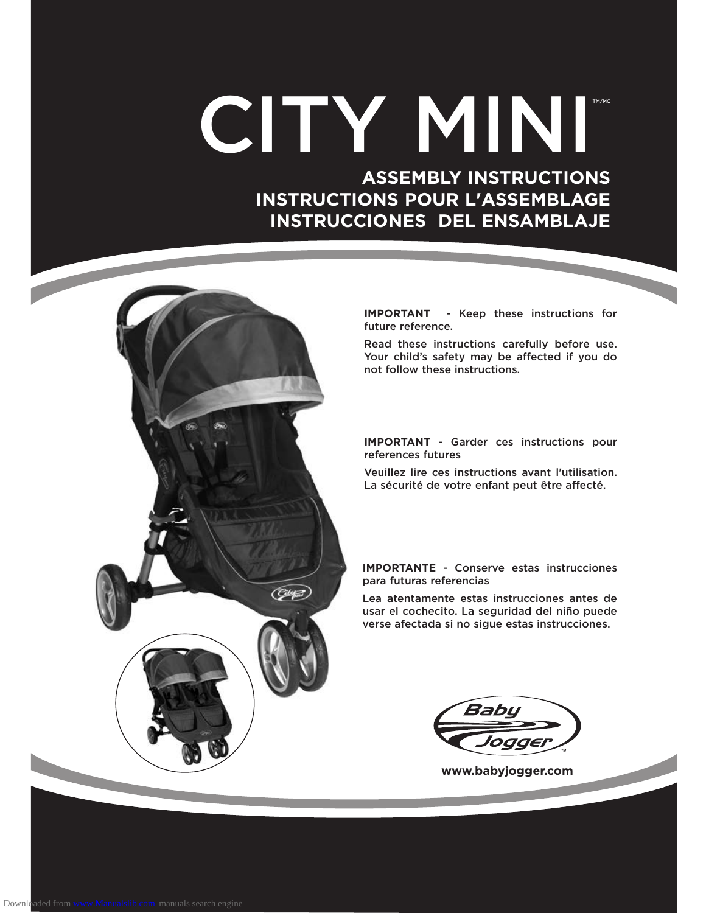# CITY MINI™/MC

## ASSEMBLY INSTRUCTIONS
## INSTRUCTIONS POUR L'ASSEMBLAGE
## INSTRUCCIONES DEL ENSAMBLAJE

**IMPORTANT** - Keep these instructions for future reference.

Read these instructions carefully before use. Your child's safety may be affected if you do not follow these instructions.

**IMPORTANT** - Garder ces instructions pour references futures

Veuillez lire ces instructions avant l'utilisation. La sécurité de votre enfant peut être affecté.

**IMPORTANTE** - Conserve estas instrucciones para futuras referencias

Lea atentamente estas instrucciones antes de usar el cochecito. La seguridad del niño puede verse afectada si no sigue estas instrucciones.

Baby Jogger™

**www.babyjogger.com**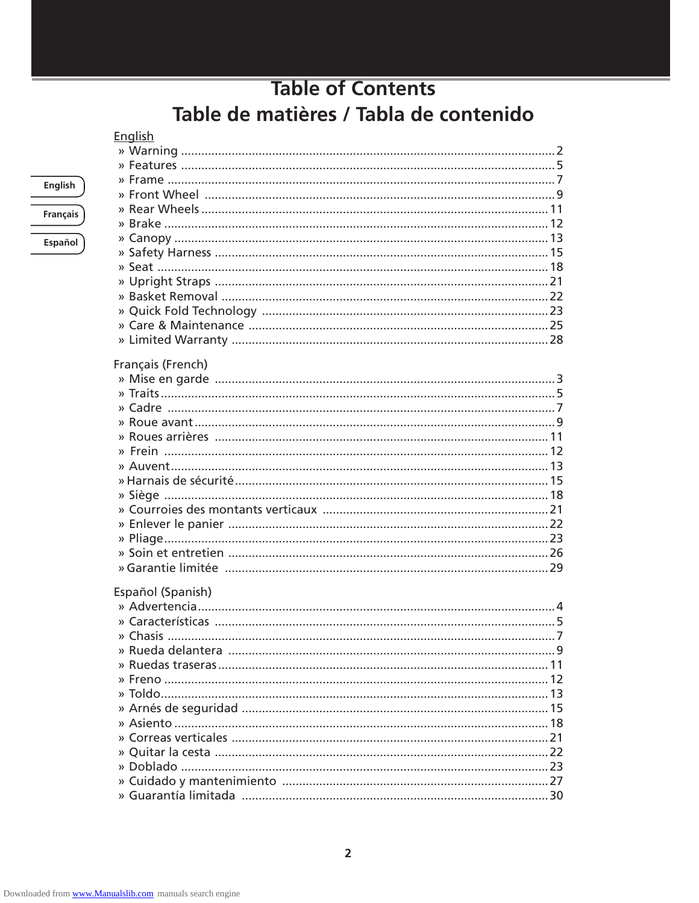# Table of Contents

# Table de matières / Tabla de contenido

English

» Warning .......... 2
» Features .......... 5
» Frame .......... 7
» Front Wheel .......... 9
» Rear Wheels .......... 11
» Brake .......... 12
» Canopy .......... 13
» Safety Harness .......... 15
» Seat .......... 18
» Upright Straps .......... 21
» Basket Removal .......... 22
» Quick Fold Technology .......... 23
» Care & Maintenance .......... 25
» Limited Warranty .......... 28

Français (French)

» Mise en garde .......... 3
» Traits .......... 5
» Cadre .......... 7
» Roue avant .......... 9
» Roues arrières .......... 11
» Frein .......... 12
» Auvent .......... 13
» Harnais de sécurité .......... 15
» Siège .......... 18
» Courroies des montants verticaux .......... 21
» Enlever le panier .......... 22
» Pliage .......... 23
» Soin et entretien .......... 26
» Garantie limitée .......... 29

Español (Spanish)

» Advertencia .......... 4
» Características .......... 5
» Chasis .......... 7
» Rueda delantera .......... 9
» Ruedas traseras .......... 11
» Freno .......... 12
» Toldo .......... 13
» Arnés de seguridad .......... 15
» Asiento .......... 18
» Correas verticales .......... 21
» Quitar la cesta .......... 22
» Doblado .......... 23
» Cuidado y mantenimiento .......... 27
» Guarantía limitada .......... 30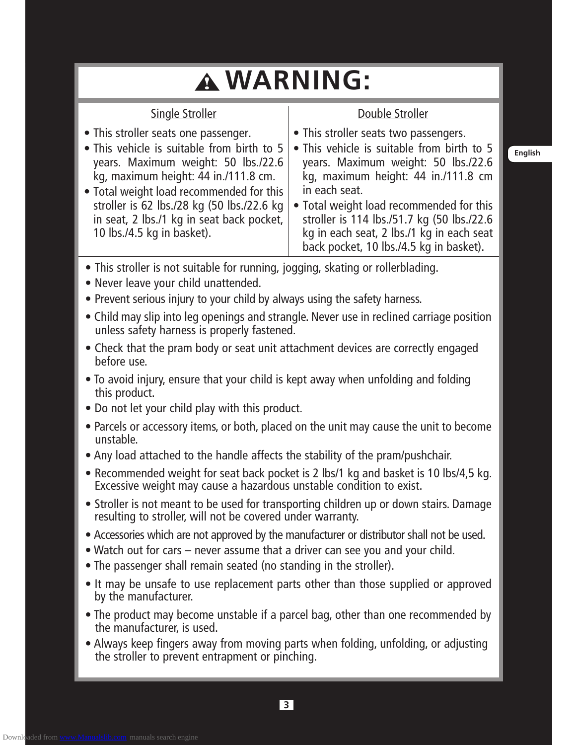# ⚠ WARNING:

| Single Stroller | Double Stroller |
|---|---|
| • This stroller seats one passenger.<br>• This vehicle is suitable from birth to 5 years. Maximum weight: 50 lbs./22.6 kg, maximum height: 44 in./111.8 cm.<br>• Total weight load recommended for this stroller is 62 lbs./28 kg (50 lbs./22.6 kg in seat, 2 lbs./1 kg in seat back pocket, 10 lbs./4.5 kg in basket). | • This stroller seats two passengers.<br>• This vehicle is suitable from birth to 5 years. Maximum weight: 50 lbs./22.6 kg, maximum height: 44 in./111.8 cm in each seat.<br>• Total weight load recommended for this stroller is 114 lbs./51.7 kg (50 lbs./22.6 kg in each seat, 2 lbs./1 kg in each seat back pocket, 10 lbs./4.5 kg in basket). |

- This stroller is not suitable for running, jogging, skating or rollerblading.
- Never leave your child unattended.
- Prevent serious injury to your child by always using the safety harness.
- Child may slip into leg openings and strangle. Never use in reclined carriage position unless safety harness is properly fastened.
- Check that the pram body or seat unit attachment devices are correctly engaged before use.
- To avoid injury, ensure that your child is kept away when unfolding and folding this product.
- Do not let your child play with this product.
- Parcels or accessory items, or both, placed on the unit may cause the unit to become unstable.
- Any load attached to the handle affects the stability of the pram/pushchair.
- Recommended weight for seat back pocket is 2 lbs/1 kg and basket is 10 lbs/4,5 kg. Excessive weight may cause a hazardous unstable condition to exist.
- Stroller is not meant to be used for transporting children up or down stairs. Damage resulting to stroller, will not be covered under warranty.
- Accessories which are not approved by the manufacturer or distributor shall not be used.
- Watch out for cars – never assume that a driver can see you and your child.
- The passenger shall remain seated (no standing in the stroller).
- It may be unsafe to use replacement parts other than those supplied or approved by the manufacturer.
- The product may become unstable if a parcel bag, other than one recommended by the manufacturer, is used.
- Always keep fingers away from moving parts when folding, unfolding, or adjusting the stroller to prevent entrapment or pinching.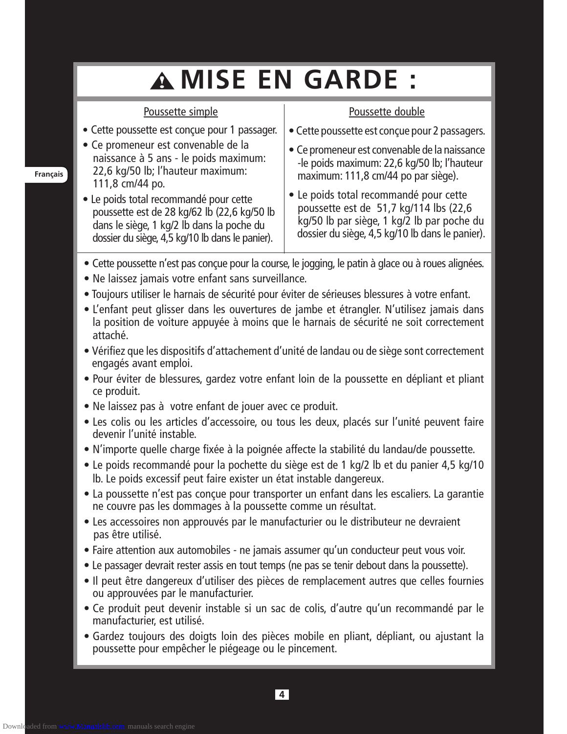# ⚠ MISE EN GARDE :

Poussette simple

- Cette poussette est conçue pour 1 passager.
- Ce promeneur est convenable de la naissance à 5 ans - le poids maximum: 22,6 kg/50 lb; l'hauteur maximum: 111,8 cm/44 po.
- Le poids total recommandé pour cette poussette est de 28 kg/62 lb (22,6 kg/50 lb dans le siège, 1 kg/2 lb dans la poche du dossier du siège, 4,5 kg/10 lb dans le panier).

Poussette double

- Cette poussette est conçue pour 2 passagers.
- Ce promeneur est convenable de la naissance -le poids maximum: 22,6 kg/50 lb; l'hauteur maximum: 111,8 cm/44 po par siège).
- Le poids total recommandé pour cette poussette est de 51,7 kg/114 lbs (22,6 kg/50 lb par siège, 1 kg/2 lb par poche du dossier du siège, 4,5 kg/10 lb dans le panier).

- Cette poussette n'est pas conçue pour la course, le jogging, le patin à glace ou à roues alignées.
- Ne laissez jamais votre enfant sans surveillance.
- Toujours utiliser le harnais de sécurité pour éviter de sérieuses blessures à votre enfant.
- L'enfant peut glisser dans les ouvertures de jambe et étrangler. N'utilisez jamais dans la position de voiture appuyée à moins que le harnais de sécurité ne soit correctement attaché.
- Vérifiez que les dispositifs d'attachement d'unité de landau ou de siège sont correctement engagés avant emploi.
- Pour éviter de blessures, gardez votre enfant loin de la poussette en dépliant et pliant ce produit.
- Ne laissez pas à votre enfant de jouer avec ce produit.
- Les colis ou les articles d'accessoire, ou tous les deux, placés sur l'unité peuvent faire devenir l'unité instable.
- N'importe quelle charge fixée à la poignée affecte la stabilité du landau/de poussette.
- Le poids recommandé pour la pochette du siège est de 1 kg/2 lb et du panier 4,5 kg/10 lb. Le poids excessif peut faire exister un état instable dangereux.
- La poussette n'est pas conçue pour transporter un enfant dans les escaliers. La garantie ne couvre pas les dommages à la poussette comme un résultat.
- Les accessoires non approuvés par le manufacturier ou le distributeur ne devraient pas être utilisé.
- Faire attention aux automobiles - ne jamais assumer qu'un conducteur peut vous voir.
- Le passager devrait rester assis en tout temps (ne pas se tenir debout dans la poussette).
- Il peut être dangereux d'utiliser des pièces de remplacement autres que celles fournies ou approuvées par le manufacturier.
- Ce produit peut devenir instable si un sac de colis, d'autre qu'un recommandé par le manufacturier, est utilisé.
- Gardez toujours des doigts loin des pièces mobile en pliant, dépliant, ou ajustant la poussette pour empêcher le piégeage ou le pincement.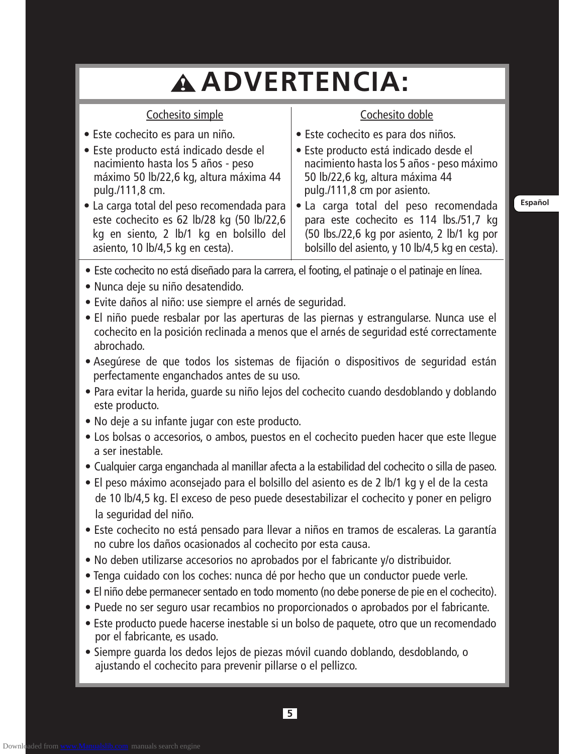# ⚠ ADVERTENCIA:

| Cochesito simple | Cochesito doble |
| --- | --- |
| • Este cochecito es para un niño.<br>• Este producto está indicado desde el nacimiento hasta los 5 años - peso máximo 50 lb/22,6 kg, altura máxima 44 pulg./111,8 cm.<br>• La carga total del peso recomendada para este cochecito es 62 lb/28 kg (50 lb/22,6 kg en siento, 2 lb/1 kg en bolsillo del asiento, 10 lb/4,5 kg en cesta). | • Este cochecito es para dos niños.<br>• Este producto está indicado desde el nacimiento hasta los 5 años - peso máximo 50 lb/22,6 kg, altura máxima 44 pulg./111,8 cm por asiento.<br>• La carga total del peso recomendada para este cochecito es 114 lbs./51,7 kg (50 lbs./22,6 kg por asiento, 2 lb/1 kg por bolsillo del asiento, y 10 lb/4,5 kg en cesta). |

- Este cochecito no está diseñado para la carrera, el footing, el patinaje o el patinaje en línea.
- Nunca deje su niño desatendido.
- Evite daños al niño: use siempre el arnés de seguridad.
- El niño puede resbalar por las aperturas de las piernas y estrangularse. Nunca use el cochecito en la posición reclinada a menos que el arnés de seguridad esté correctamente abrochado.
- Asegúrese de que todos los sistemas de fijación o dispositivos de seguridad están perfectamente enganchados antes de su uso.
- Para evitar la herida, guarde su niño lejos del cochecito cuando desdoblando y doblando este producto.
- No deje a su infante jugar con este producto.
- Los bolsas o accesorios, o ambos, puestos en el cochecito pueden hacer que este llegue a ser inestable.
- Cualquier carga enganchada al manillar afecta a la estabilidad del cochecito o silla de paseo.
- El peso máximo aconsejado para el bolsillo del asiento es de 2 lb/1 kg y el de la cesta de 10 lb/4,5 kg. El exceso de peso puede desestabilizar el cochecito y poner en peligro la seguridad del niño.
- Este cochecito no está pensado para llevar a niños en tramos de escaleras. La garantía no cubre los daños ocasionados al cochecito por esta causa.
- No deben utilizarse accesorios no aprobados por el fabricante y/o distribuidor.
- Tenga cuidado con los coches: nunca dé por hecho que un conductor puede verle.
- El niño debe permanecer sentado en todo momento (no debe ponerse de pie en el cochecito).
- Puede no ser seguro usar recambios no proporcionados o aprobados por el fabricante.
- Este producto puede hacerse inestable si un bolso de paquete, otro que un recomendado por el fabricante, es usado.
- Siempre guarda los dedos lejos de piezas móvil cuando doblando, desdoblando, o ajustando el cochecito para prevenir pillarse o el pellizco.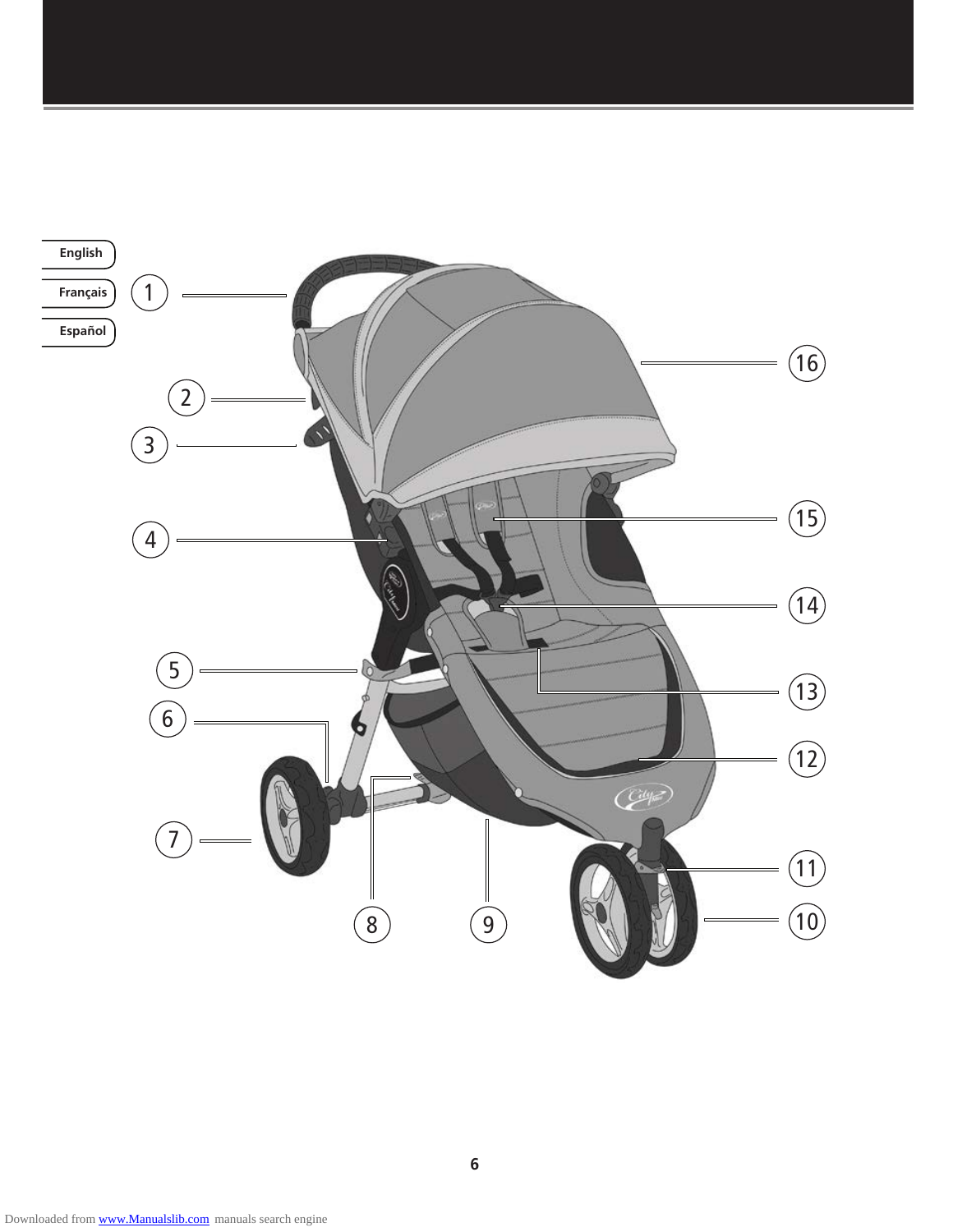- English
- Français
- Español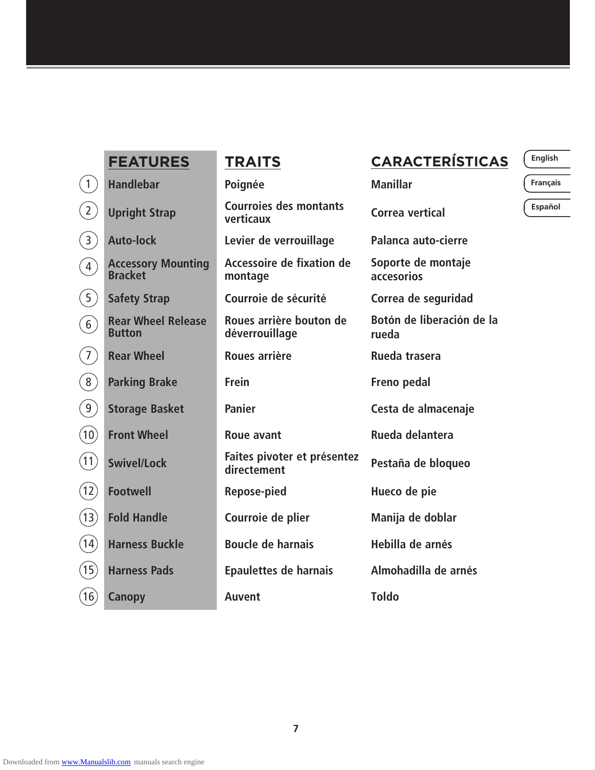| # | FEATURES | TRAITS | CARACTERÍSTICAS |
|---|---|---|---|
| 1 | Handlebar | Poignée | Manillar |
| 2 | Upright Strap | Courroies des montants verticaux | Correa vertical |
| 3 | Auto-lock | Levier de verrouillage | Palanca auto-cierre |
| 4 | Accessory Mounting Bracket | Accessoire de fixation de montage | Soporte de montaje accesorios |
| 5 | Safety Strap | Courroie de sécurité | Correa de seguridad |
| 6 | Rear Wheel Release Button | Roues arrière bouton de déverrouillage | Botón de liberación de la rueda |
| 7 | Rear Wheel | Roues arrière | Rueda trasera |
| 8 | Parking Brake | Frein | Freno pedal |
| 9 | Storage Basket | Panier | Cesta de almacenaje |
| 10 | Front Wheel | Roue avant | Rueda delantera |
| 11 | Swivel/Lock | Faites pivoter et présentez directement | Pestaña de bloqueo |
| 12 | Footwell | Repose-pied | Hueco de pie |
| 13 | Fold Handle | Courroie de plier | Manija de doblar |
| 14 | Harness Buckle | Boucle de harnais | Hebilla de arnés |
| 15 | Harness Pads | Epaulettes de harnais | Almohadilla de arnés |
| 16 | Canopy | Auvent | Toldo |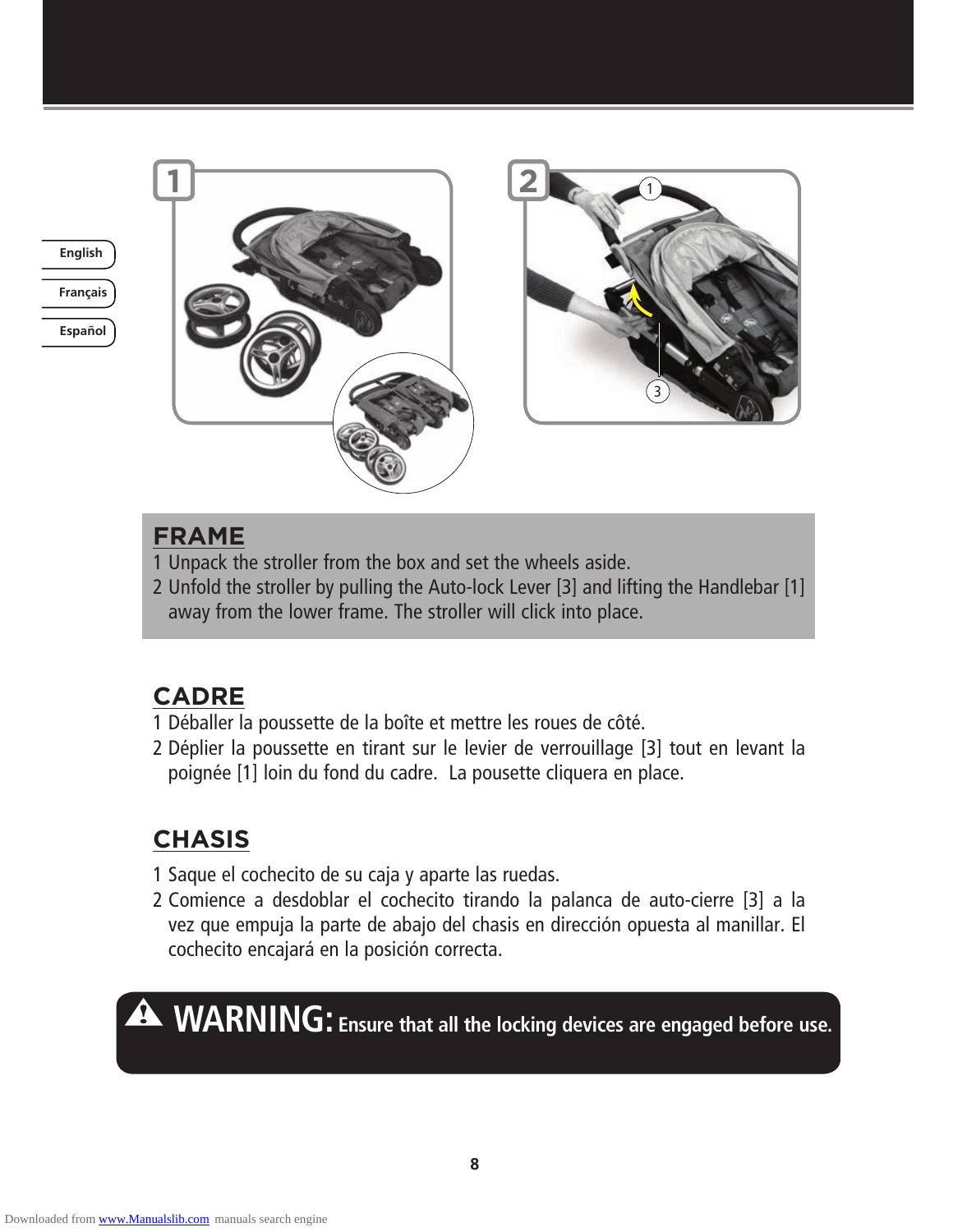## FRAME

1 Unpack the stroller from the box and set the wheels aside.
2 Unfold the stroller by pulling the Auto-lock Lever [3] and lifting the Handlebar [1] away from the lower frame. The stroller will click into place.

## CADRE

1 Déballer la poussette de la boîte et mettre les roues de côté.
2 Déplier la poussette en tirant sur le levier de verrouillage [3] tout en levant la poignée [1] loin du fond du cadre. La pousette cliquera en place.

## CHASIS

1 Saque el cochecito de su caja y aparte las ruedas.
2 Comience a desdoblar el cochecito tirando la palanca de auto-cierre [3] a la vez que empuja la parte de abajo del chasis en dirección opuesta al manillar. El cochecito encajará en la posición correcta.

**WARNING: Ensure that all the locking devices are engaged before use.**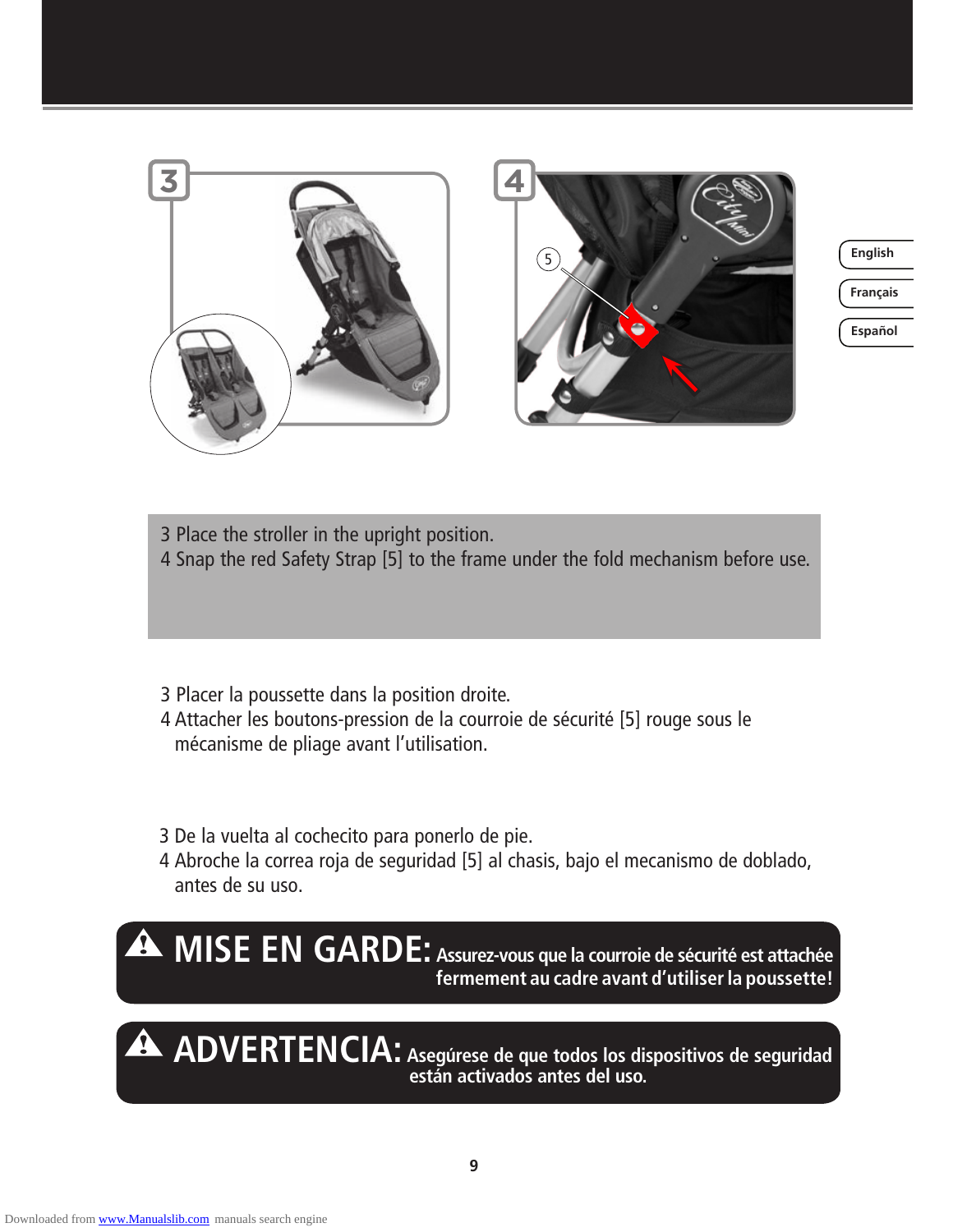3 Place the stroller in the upright position.
4 Snap the red Safety Strap [5] to the frame under the fold mechanism before use.

3 Placer la poussette dans la position droite.
4 Attacher les boutons-pression de la courroie de sécurité [5] rouge sous le mécanisme de pliage avant l'utilisation.

3 De la vuelta al cochecito para ponerlo de pie.
4 Abroche la correa roja de seguridad [5] al chasis, bajo el mecanismo de doblado, antes de su uso.

**⚠ MISE EN GARDE:** **Assurez-vous que la courroie de sécurité est attachée fermement au cadre avant d'utiliser la poussette!**

**⚠ ADVERTENCIA:** **Asegúrese de que todos los dispositivos de seguridad están activados antes del uso.**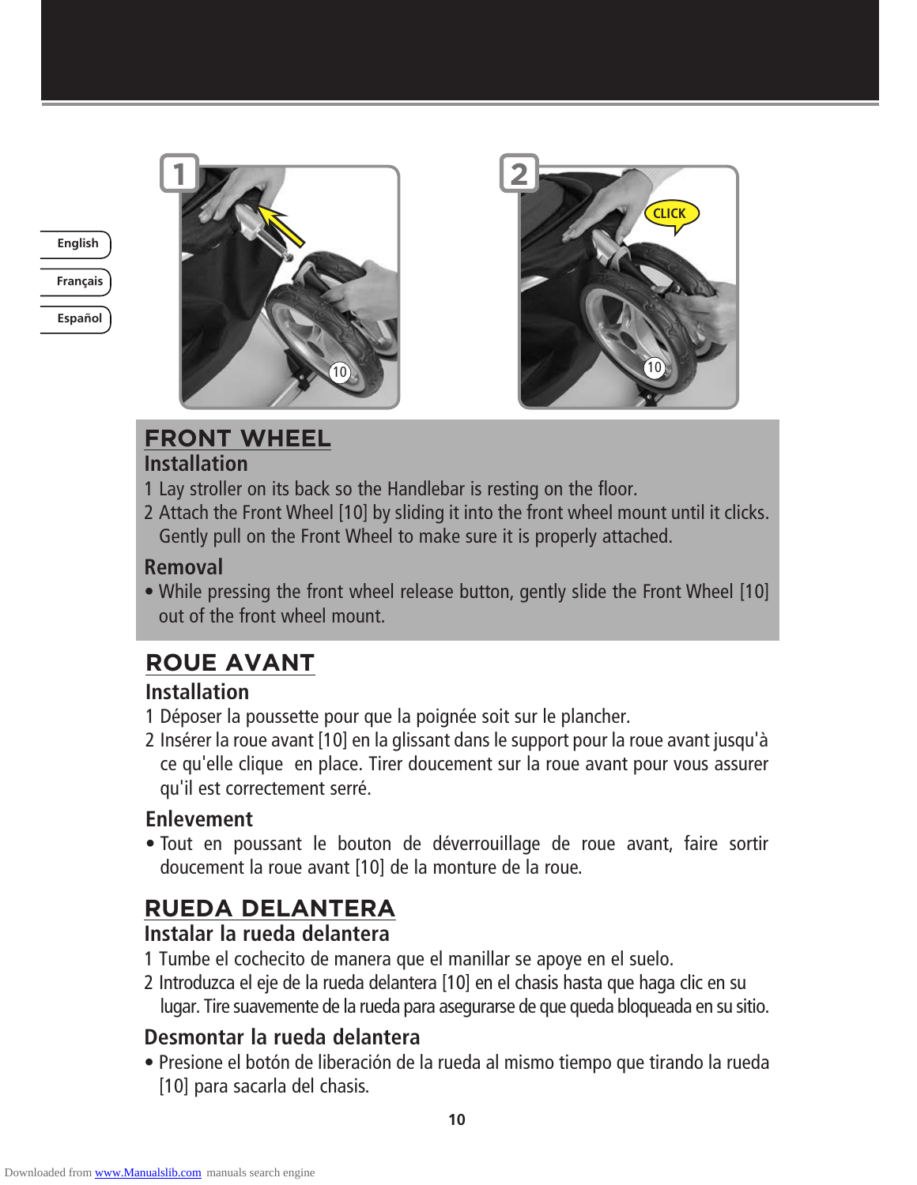## FRONT WHEEL

### Installation

1 Lay stroller on its back so the Handlebar is resting on the floor.

2 Attach the Front Wheel [10] by sliding it into the front wheel mount until it clicks. Gently pull on the Front Wheel to make sure it is properly attached.

### Removal

- While pressing the front wheel release button, gently slide the Front Wheel [10] out of the front wheel mount.

## ROUE AVANT

### Installation

1 Déposer la poussette pour que la poignée soit sur le plancher.

2 Insérer la roue avant [10] en la glissant dans le support pour la roue avant jusqu'à ce qu'elle clique en place. Tirer doucement sur la roue avant pour vous assurer qu'il est correctement serré.

### Enlevement

- Tout en poussant le bouton de déverrouillage de roue avant, faire sortir doucement la roue avant [10] de la monture de la roue.

## RUEDA DELANTERA

### Instalar la rueda delantera

1 Tumbe el cochecito de manera que el manillar se apoye en el suelo.

2 Introduzca el eje de la rueda delantera [10] en el chasis hasta que haga clic en su lugar. Tire suavemente de la rueda para asegurarse de que queda bloqueada en su sitio.

### Desmontar la rueda delantera

- Presione el botón de liberación de la rueda al mismo tiempo que tirando la rueda [10] para sacarla del chasis.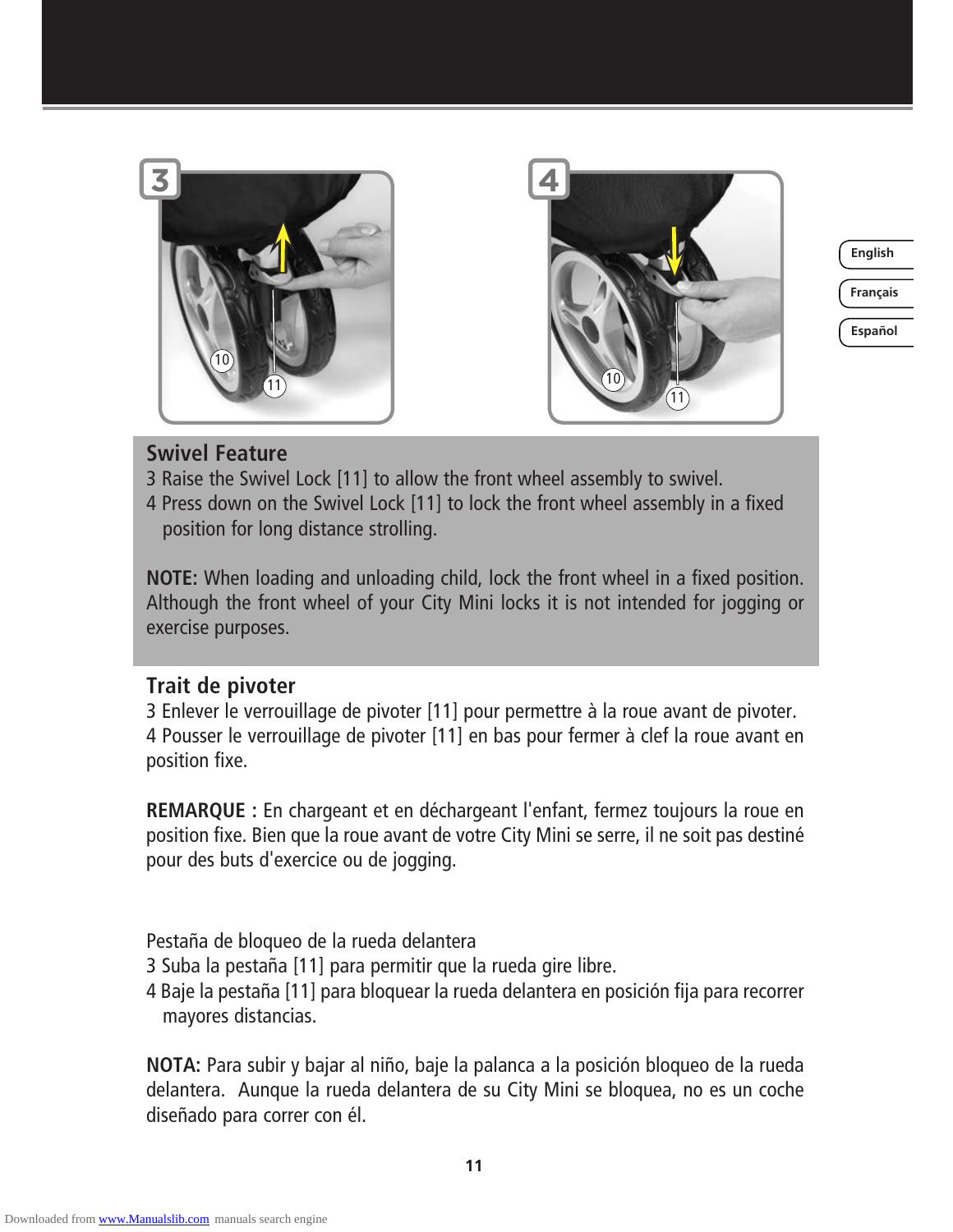## Swivel Feature

3 Raise the Swivel Lock [11] to allow the front wheel assembly to swivel.
4 Press down on the Swivel Lock [11] to lock the front wheel assembly in a fixed position for long distance strolling.

**NOTE:** When loading and unloading child, lock the front wheel in a fixed position. Although the front wheel of your City Mini locks it is not intended for jogging or exercise purposes.

## Trait de pivoter

3 Enlever le verrouillage de pivoter [11] pour permettre à la roue avant de pivoter.
4 Pousser le verrouillage de pivoter [11] en bas pour fermer à clef la roue avant en position fixe.

**REMARQUE :** En chargeant et en déchargeant l'enfant, fermez toujours la roue en position fixe. Bien que la roue avant de votre City Mini se serre, il ne soit pas destiné pour des buts d'exercice ou de jogging.

Pestaña de bloqueo de la rueda delantera

3 Suba la pestaña [11] para permitir que la rueda gire libre.
4 Baje la pestaña [11] para bloquear la rueda delantera en posición fija para recorrer mayores distancias.

**NOTA:** Para subir y bajar al niño, baje la palanca a la posición bloqueo de la rueda delantera. Aunque la rueda delantera de su City Mini se bloquea, no es un coche diseñado para correr con él.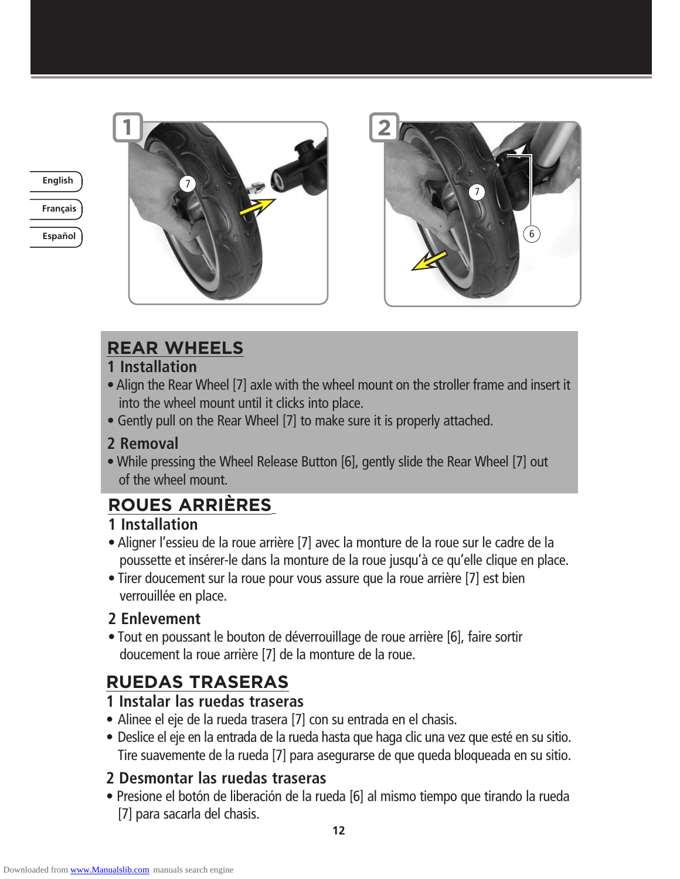## REAR WHEELS

### 1 Installation

- Align the Rear Wheel [7] axle with the wheel mount on the stroller frame and insert it into the wheel mount until it clicks into place.
- Gently pull on the Rear Wheel [7] to make sure it is properly attached.

### 2 Removal

- While pressing the Wheel Release Button [6], gently slide the Rear Wheel [7] out of the wheel mount.

## ROUES ARRIÈRES

### 1 Installation

- Aligner l'essieu de la roue arrière [7] avec la monture de la roue sur le cadre de la poussette et insérer-le dans la monture de la roue jusqu'à ce qu'elle clique en place.
- Tirer doucement sur la roue pour vous assure que la roue arrière [7] est bien verrouillée en place.

### 2 Enlevement

- Tout en poussant le bouton de déverrouillage de roue arrière [6], faire sortir doucement la roue arrière [7] de la monture de la roue.

## RUEDAS TRASERAS

### 1 Instalar las ruedas traseras

- Alinee el eje de la rueda trasera [7] con su entrada en el chasis.
- Deslice el eje en la entrada de la rueda hasta que haga clic una vez que esté en su sitio. Tire suavemente de la rueda [7] para asegurarse de que queda bloqueada en su sitio.

### 2 Desmontar las ruedas traseras

- Presione el botón de liberación de la rueda [6] al mismo tiempo que tirando la rueda [7] para sacarla del chasis.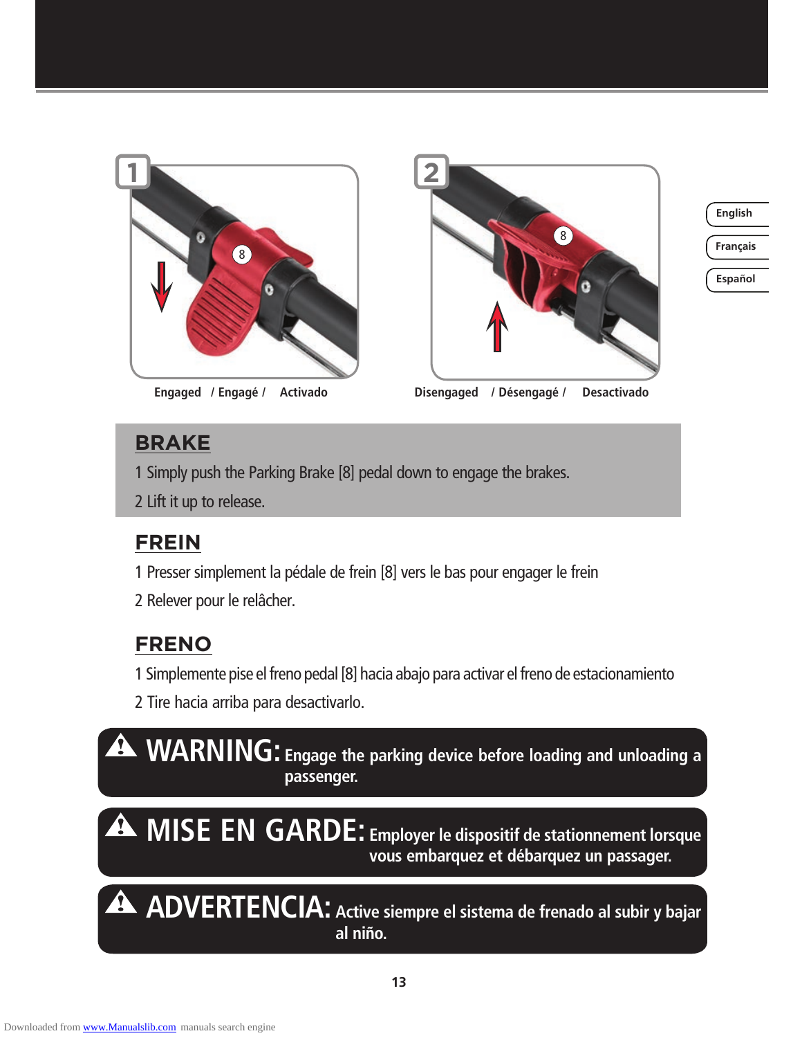1 Engaged / Engagé / Activado

2 Disengaged / Désengagé / Desactivado

## BRAKE

1 Simply push the Parking Brake [8] pedal down to engage the brakes.

2 Lift it up to release.

## FREIN

1 Presser simplement la pédale de frein [8] vers le bas pour engager le frein

2 Relever pour le relâcher.

## FRENO

1 Simplemente pise el freno pedal [8] hacia abajo para activar el freno de estacionamiento

2 Tire hacia arriba para desactivarlo.

**⚠ WARNING:** Engage the parking device before loading and unloading a passenger.

**⚠ MISE EN GARDE:** Employer le dispositif de stationnement lorsque vous embarquez et débarquez un passager.

**⚠ ADVERTENCIA:** Active siempre el sistema de frenado al subir y bajar al niño.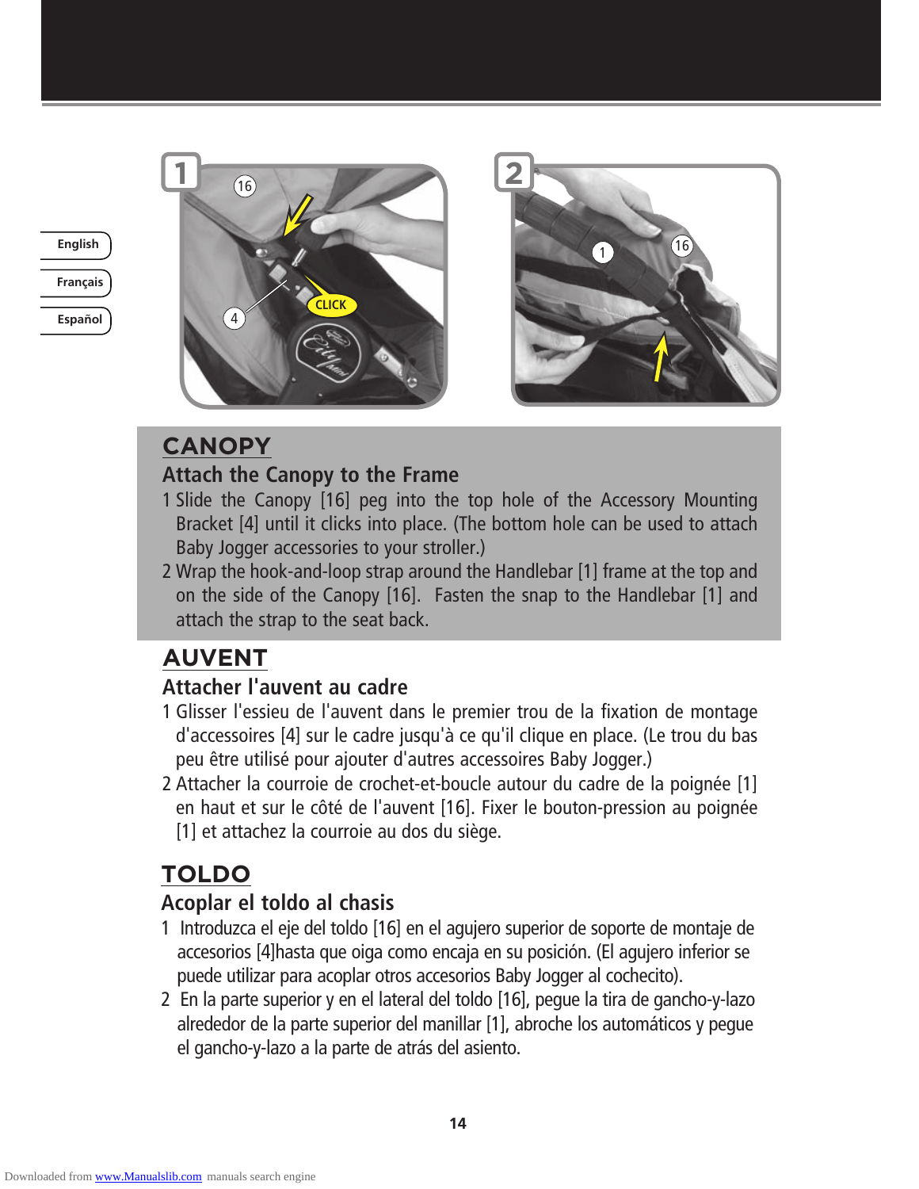## CANOPY

### Attach the Canopy to the Frame

1 Slide the Canopy [16] peg into the top hole of the Accessory Mounting Bracket [4] until it clicks into place. (The bottom hole can be used to attach Baby Jogger accessories to your stroller.)

2 Wrap the hook-and-loop strap around the Handlebar [1] frame at the top and on the side of the Canopy [16]. Fasten the snap to the Handlebar [1] and attach the strap to the seat back.

## AUVENT

### Attacher l'auvent au cadre

1 Glisser l'essieu de l'auvent dans le premier trou de la fixation de montage d'accessoires [4] sur le cadre jusqu'à ce qu'il clique en place. (Le trou du bas peu être utilisé pour ajouter d'autres accessoires Baby Jogger.)

2 Attacher la courroie de crochet-et-boucle autour du cadre de la poignée [1] en haut et sur le côté de l'auvent [16]. Fixer le bouton-pression au poignée [1] et attachez la courroie au dos du siège.

## TOLDO

### Acoplar el toldo al chasis

1 Introduzca el eje del toldo [16] en el agujero superior de soporte de montaje de accesorios [4]hasta que oiga como encaja en su posición. (El agujero inferior se puede utilizar para acoplar otros accesorios Baby Jogger al cochecito).

2 En la parte superior y en el lateral del toldo [16], pegue la tira de gancho-y-lazo alrededor de la parte superior del manillar [1], abroche los automáticos y pegue el gancho-y-lazo a la parte de atrás del asiento.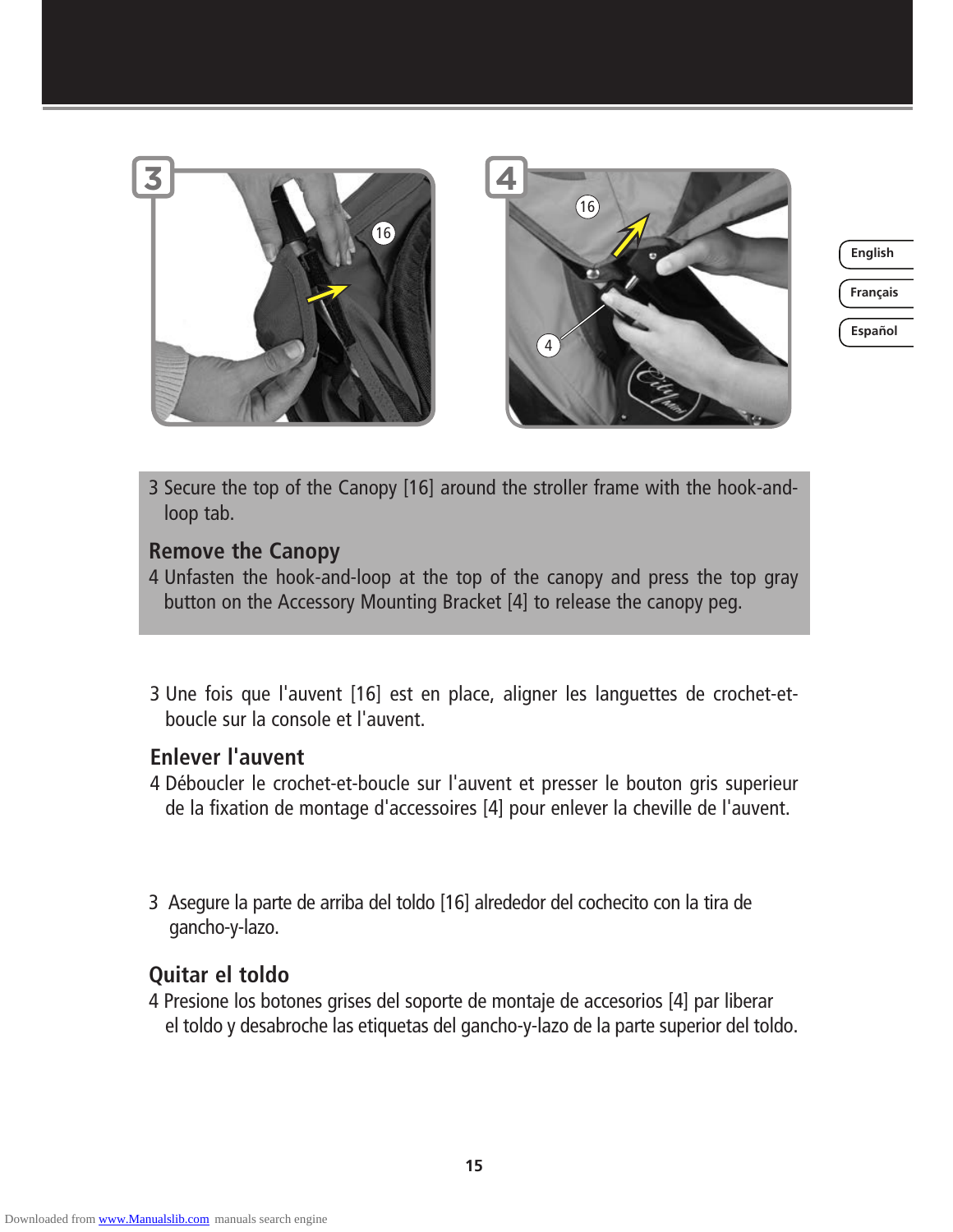3 Secure the top of the Canopy [16] around the stroller frame with the hook-and-loop tab.

## Remove the Canopy

4 Unfasten the hook-and-loop at the top of the canopy and press the top gray button on the Accessory Mounting Bracket [4] to release the canopy peg.

3 Une fois que l'auvent [16] est en place, aligner les languettes de crochet-et-boucle sur la console et l'auvent.

## Enlever l'auvent

4 Déboucler le crochet-et-boucle sur l'auvent et presser le bouton gris superieur de la fixation de montage d'accessoires [4] pour enlever la cheville de l'auvent.

3 Asegure la parte de arriba del toldo [16] alrededor del cochecito con la tira de gancho-y-lazo.

## Quitar el toldo

4 Presione los botones grises del soporte de montaje de accesorios [4] par liberar el toldo y desabroche las etiquetas del gancho-y-lazo de la parte superior del toldo.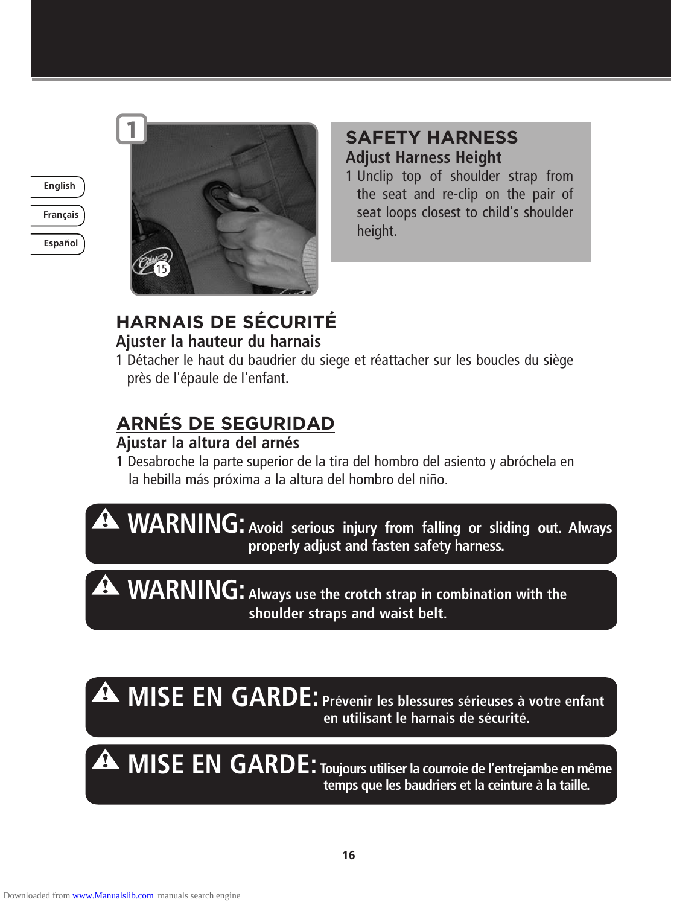## SAFETY HARNESS

### Adjust Harness Height

1 Unclip top of shoulder strap from the seat and re-clip on the pair of seat loops closest to child's shoulder height.

## HARNAIS DE SÉCURITÉ

### Ajuster la hauteur du harnais

1 Détacher le haut du baudrier du siege et réattacher sur les boucles du siège près de l'épaule de l'enfant.

## ARNÉS DE SEGURIDAD

### Ajustar la altura del arnés

1 Desabroche la parte superior de la tira del hombro del asiento y abróchela en la hebilla más próxima a la altura del hombro del niño.

**⚠ WARNING:** Avoid serious injury from falling or sliding out. Always properly adjust and fasten safety harness.

**⚠ WARNING:** Always use the crotch strap in combination with the shoulder straps and waist belt.

**⚠ MISE EN GARDE:** Prévenir les blessures sérieuses à votre enfant en utilisant le harnais de sécurité.

**⚠ MISE EN GARDE:** Toujours utiliser la courroie de l'entrejambe en même temps que les baudriers et la ceinture à la taille.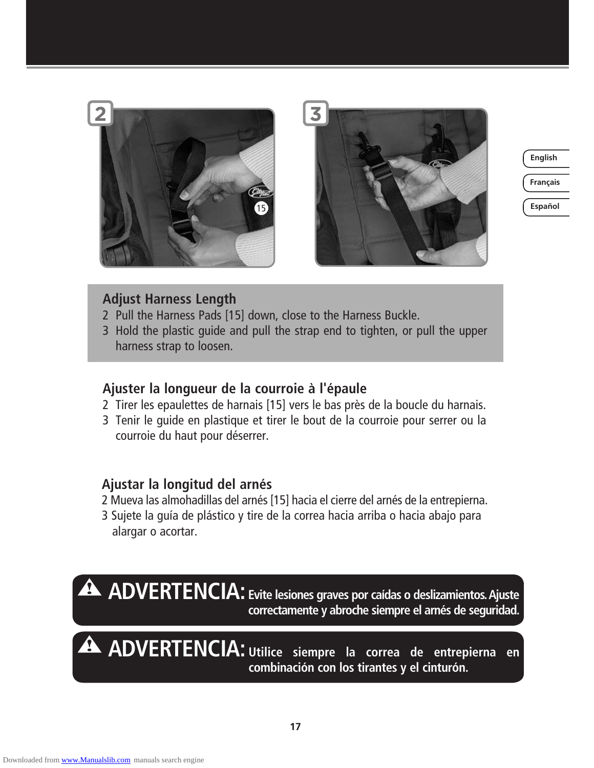## Adjust Harness Length

2 Pull the Harness Pads [15] down, close to the Harness Buckle.
3 Hold the plastic guide and pull the strap end to tighten, or pull the upper harness strap to loosen.

## Ajuster la longueur de la courroie à l'épaule

2 Tirer les epaulettes de harnais [15] vers le bas près de la boucle du harnais.
3 Tenir le guide en plastique et tirer le bout de la courroie pour serrer ou la courroie du haut pour déserrer.

## Ajustar la longitud del arnés

2 Mueva las almohadillas del arnés [15] hacia el cierre del arnés de la entrepierna.
3 Sujete la guía de plástico y tire de la correa hacia arriba o hacia abajo para alargar o acortar.

**⚠ ADVERTENCIA:** **Evite lesiones graves por caídas o deslizamientos. Ajuste correctamente y abroche siempre el arnés de seguridad.**

**⚠ ADVERTENCIA:** **Utilice siempre la correa de entrepierna en combinación con los tirantes y el cinturón.**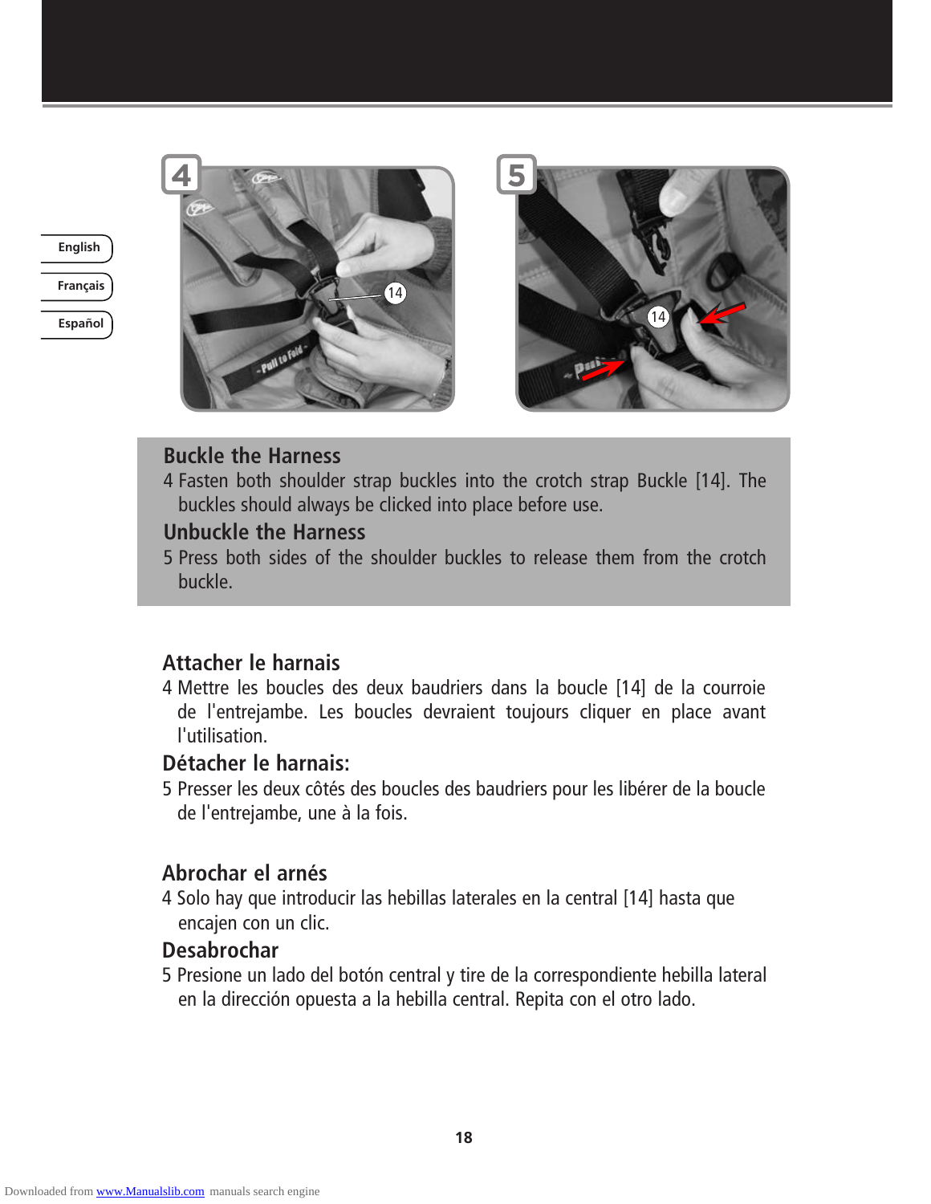## Buckle the Harness

4 Fasten both shoulder strap buckles into the crotch strap Buckle [14]. The buckles should always be clicked into place before use.

## Unbuckle the Harness

5 Press both sides of the shoulder buckles to release them from the crotch buckle.

## Attacher le harnais

4 Mettre les boucles des deux baudriers dans la boucle [14] de la courroie de l'entrejambe. Les boucles devraient toujours cliquer en place avant l'utilisation.

## Détacher le harnais:

5 Presser les deux côtés des boucles des baudriers pour les libérer de la boucle de l'entrejambe, une à la fois.

## Abrochar el arnés

4 Solo hay que introducir las hebillas laterales en la central [14] hasta que encajen con un clic.

## Desabrochar

5 Presione un lado del botón central y tire de la correspondiente hebilla lateral en la dirección opuesta a la hebilla central. Repita con el otro lado.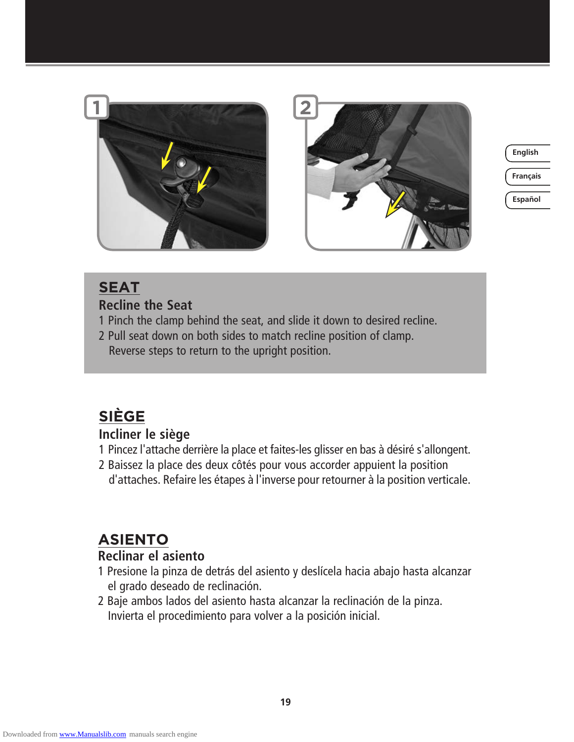## SEAT

### Recline the Seat

1 Pinch the clamp behind the seat, and slide it down to desired recline.

2 Pull seat down on both sides to match recline position of clamp.
Reverse steps to return to the upright position.

## SIÈGE

### Incliner le siège

1 Pincez l'attache derrière la place et faites-les glisser en bas à désiré s'allongent.

2 Baissez la place des deux côtés pour vous accorder appuient la position d'attaches. Refaire les étapes à l'inverse pour retourner à la position verticale.

## ASIENTO

### Reclinar el asiento

1 Presione la pinza de detrás del asiento y deslícela hacia abajo hasta alcanzar el grado deseado de reclinación.

2 Baje ambos lados del asiento hasta alcanzar la reclinación de la pinza.
Invierta el procedimiento para volver a la posición inicial.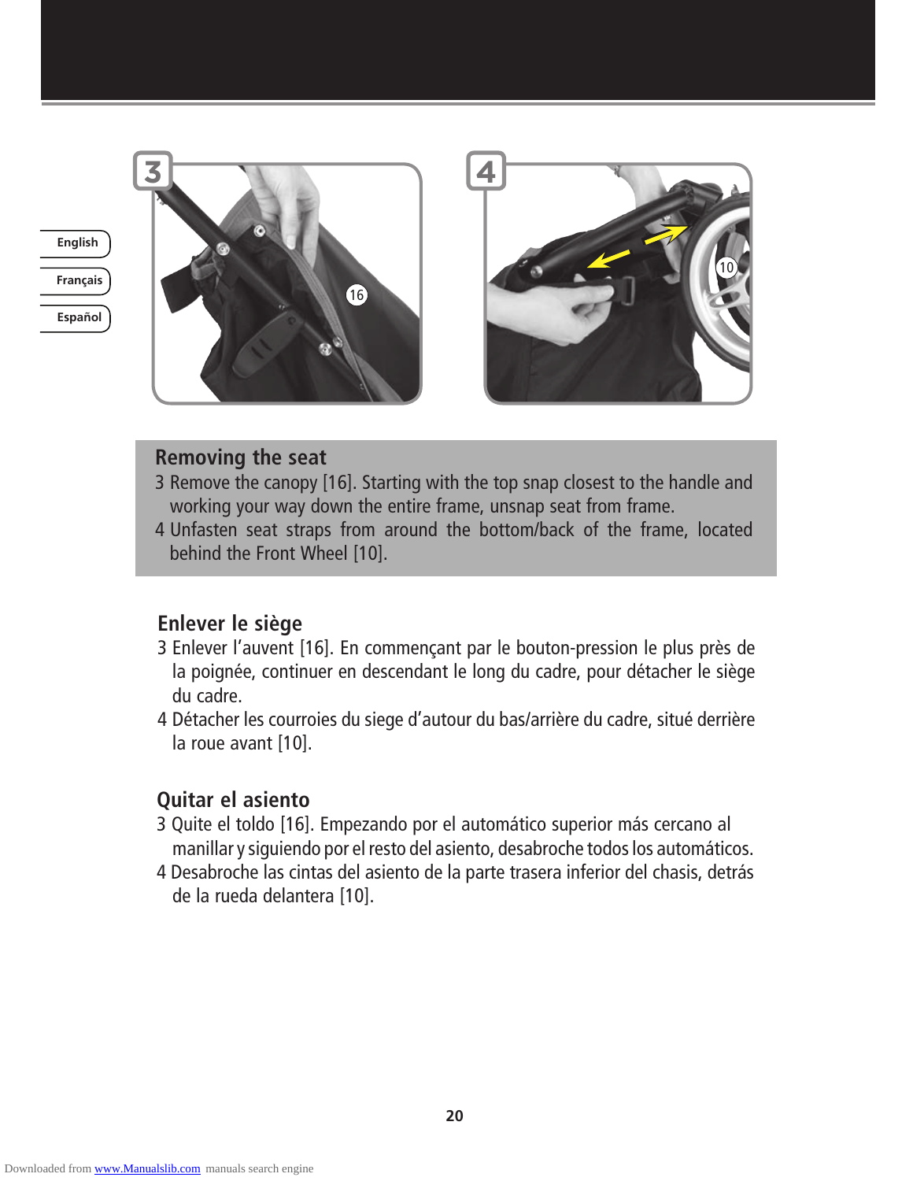## Removing the seat

3 Remove the canopy [16]. Starting with the top snap closest to the handle and working your way down the entire frame, unsnap seat from frame.

4 Unfasten seat straps from around the bottom/back of the frame, located behind the Front Wheel [10].

## Enlever le siège

3 Enlever l'auvent [16]. En commençant par le bouton-pression le plus près de la poignée, continuer en descendant le long du cadre, pour détacher le siège du cadre.

4 Détacher les courroies du siege d'autour du bas/arrière du cadre, situé derrière la roue avant [10].

## Quitar el asiento

3 Quite el toldo [16]. Empezando por el automático superior más cercano al manillar y siguiendo por el resto del asiento, desabroche todos los automáticos.

4 Desabroche las cintas del asiento de la parte trasera inferior del chasis, detrás de la rueda delantera [10].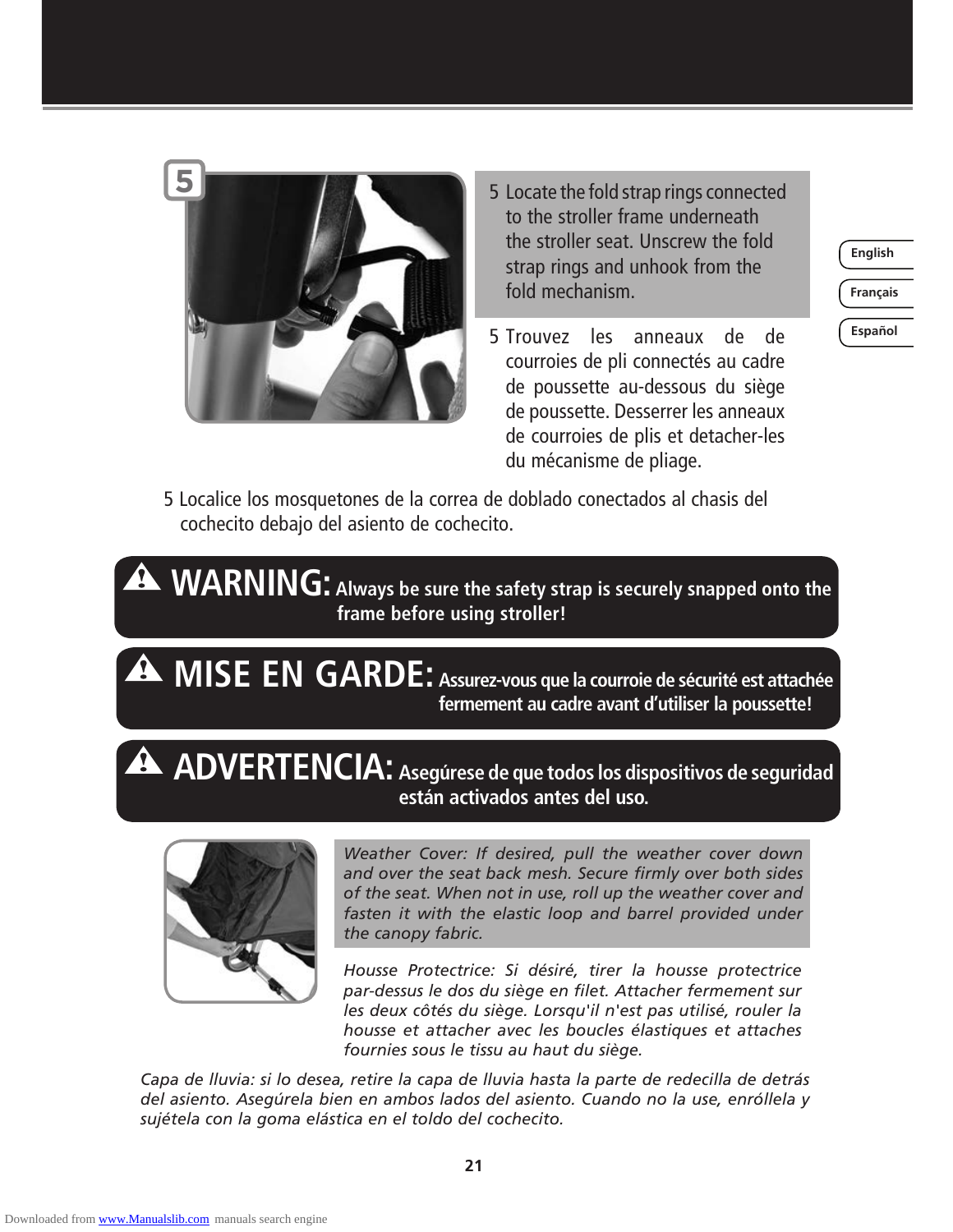5 Locate the fold strap rings connected to the stroller frame underneath the stroller seat. Unscrew the fold strap rings and unhook from the fold mechanism.

5 Trouvez les anneaux de de courroies de pli connectés au cadre de poussette au-dessous du siège de poussette. Desserrer les anneaux de courroies de plis et detacher-les du mécanisme de pliage.

5 Localice los mosquetones de la correa de doblado conectados al chasis del cochecito debajo del asiento de cochecito.

**⚠ WARNING: Always be sure the safety strap is securely snapped onto the frame before using stroller!**

**⚠ MISE EN GARDE: Assurez-vous que la courroie de sécurité est attachée fermement au cadre avant d'utiliser la poussette!**

**⚠ ADVERTENCIA: Asegúrese de que todos los dispositivos de seguridad están activados antes del uso.**

*Weather Cover: If desired, pull the weather cover down and over the seat back mesh. Secure firmly over both sides of the seat. When not in use, roll up the weather cover and fasten it with the elastic loop and barrel provided under the canopy fabric.*

*Housse Protectrice: Si désiré, tirer la housse protectrice par-dessus le dos du siège en filet. Attacher fermement sur les deux côtés du siège. Lorsqu'il n'est pas utilisé, rouler la housse et attacher avec les boucles élastiques et attaches fournies sous le tissu au haut du siège.*

*Capa de lluvia: si lo desea, retire la capa de lluvia hasta la parte de redecilla de detrás del asiento. Asegúrela bien en ambos lados del asiento. Cuando no la use, enróllela y sujétela con la goma elástica en el toldo del cochecito.*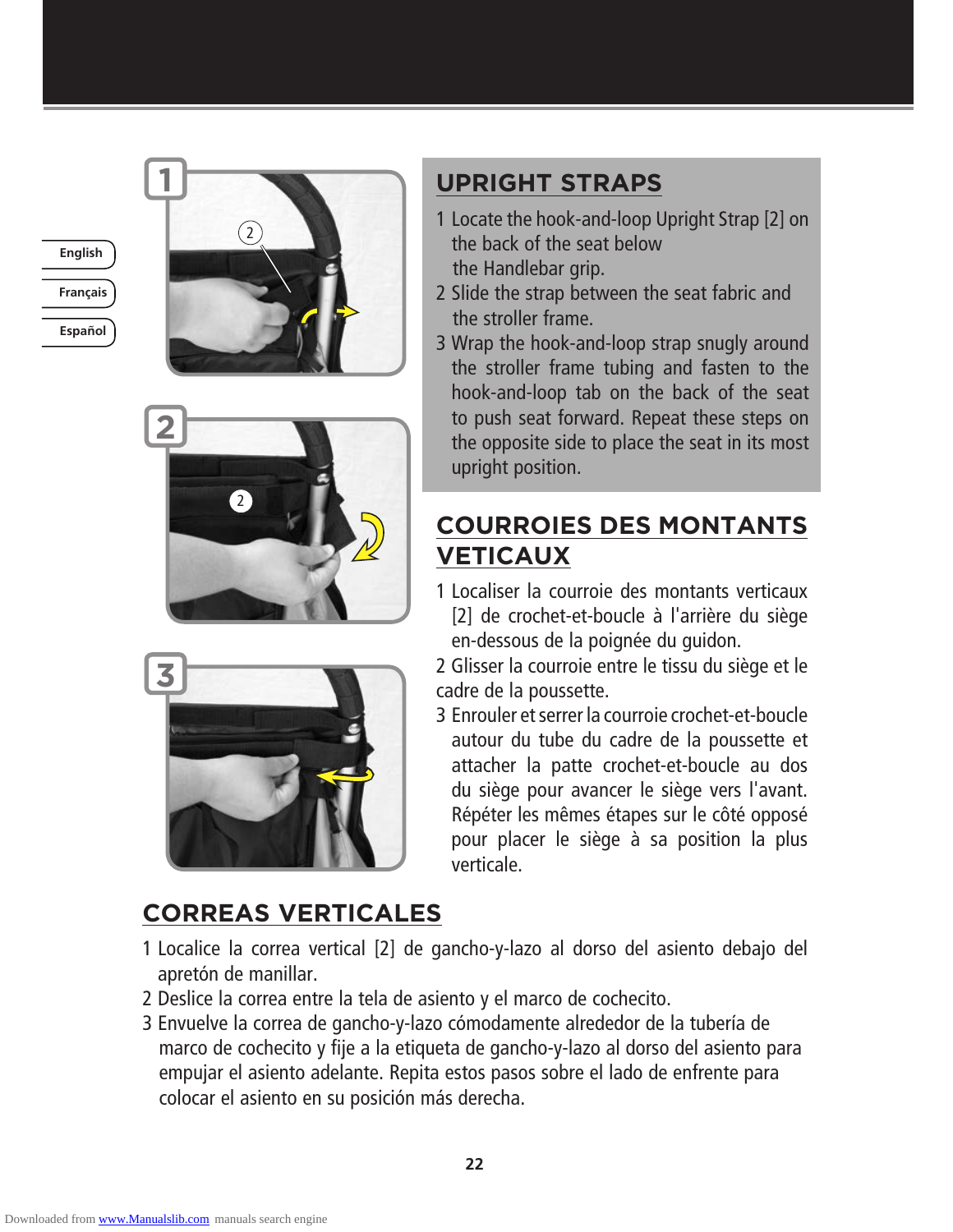## UPRIGHT STRAPS

1 Locate the hook-and-loop Upright Strap [2] on the back of the seat below the Handlebar grip.
2 Slide the strap between the seat fabric and the stroller frame.
3 Wrap the hook-and-loop strap snugly around the stroller frame tubing and fasten to the hook-and-loop tab on the back of the seat to push seat forward. Repeat these steps on the opposite side to place the seat in its most upright position.

## COURROIES DES MONTANTS VETICAUX

1 Localiser la courroie des montants verticaux [2] de crochet-et-boucle à l'arrière du siège en-dessous de la poignée du guidon.
2 Glisser la courroie entre le tissu du siège et le cadre de la poussette.
3 Enrouler et serrer la courroie crochet-et-boucle autour du tube du cadre de la poussette et attacher la patte crochet-et-boucle au dos du siège pour avancer le siège vers l'avant. Répéter les mêmes étapes sur le côté opposé pour placer le siège à sa position la plus verticale.

## CORREAS VERTICALES

1 Localice la correa vertical [2] de gancho-y-lazo al dorso del asiento debajo del apretón de manillar.
2 Deslice la correa entre la tela de asiento y el marco de cochecito.
3 Envuelve la correa de gancho-y-lazo cómodamente alrededor de la tubería de marco de cochecito y fije a la etiqueta de gancho-y-lazo al dorso del asiento para empujar el asiento adelante. Repita estos pasos sobre el lado de enfrente para colocar el asiento en su posición más derecha.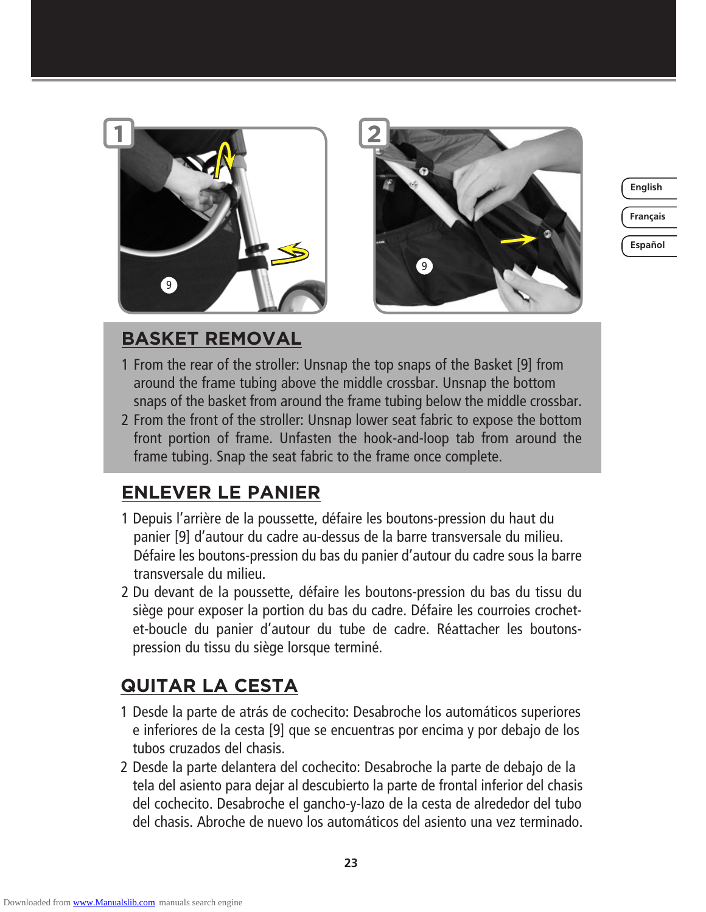## BASKET REMOVAL

1 From the rear of the stroller: Unsnap the top snaps of the Basket [9] from around the frame tubing above the middle crossbar. Unsnap the bottom snaps of the basket from around the frame tubing below the middle crossbar.

2 From the front of the stroller: Unsnap lower seat fabric to expose the bottom front portion of frame. Unfasten the hook-and-loop tab from around the frame tubing. Snap the seat fabric to the frame once complete.

## ENLEVER LE PANIER

1 Depuis l'arrière de la poussette, défaire les boutons-pression du haut du panier [9] d'autour du cadre au-dessus de la barre transversale du milieu. Défaire les boutons-pression du bas du panier d'autour du cadre sous la barre transversale du milieu.

2 Du devant de la poussette, défaire les boutons-pression du bas du tissu du siège pour exposer la portion du bas du cadre. Défaire les courroies crochet-et-boucle du panier d'autour du tube de cadre. Réattacher les boutons-pression du tissu du siège lorsque terminé.

## QUITAR LA CESTA

1 Desde la parte de atrás de cochecito: Desabroche los automáticos superiores e inferiores de la cesta [9] que se encuentras por encima y por debajo de los tubos cruzados del chasis.

2 Desde la parte delantera del cochecito: Desabroche la parte de debajo de la tela del asiento para dejar al descubierto la parte de frontal inferior del chasis del cochecito. Desabroche el gancho-y-lazo de la cesta de alrededor del tubo del chasis. Abroche de nuevo los automáticos del asiento una vez terminado.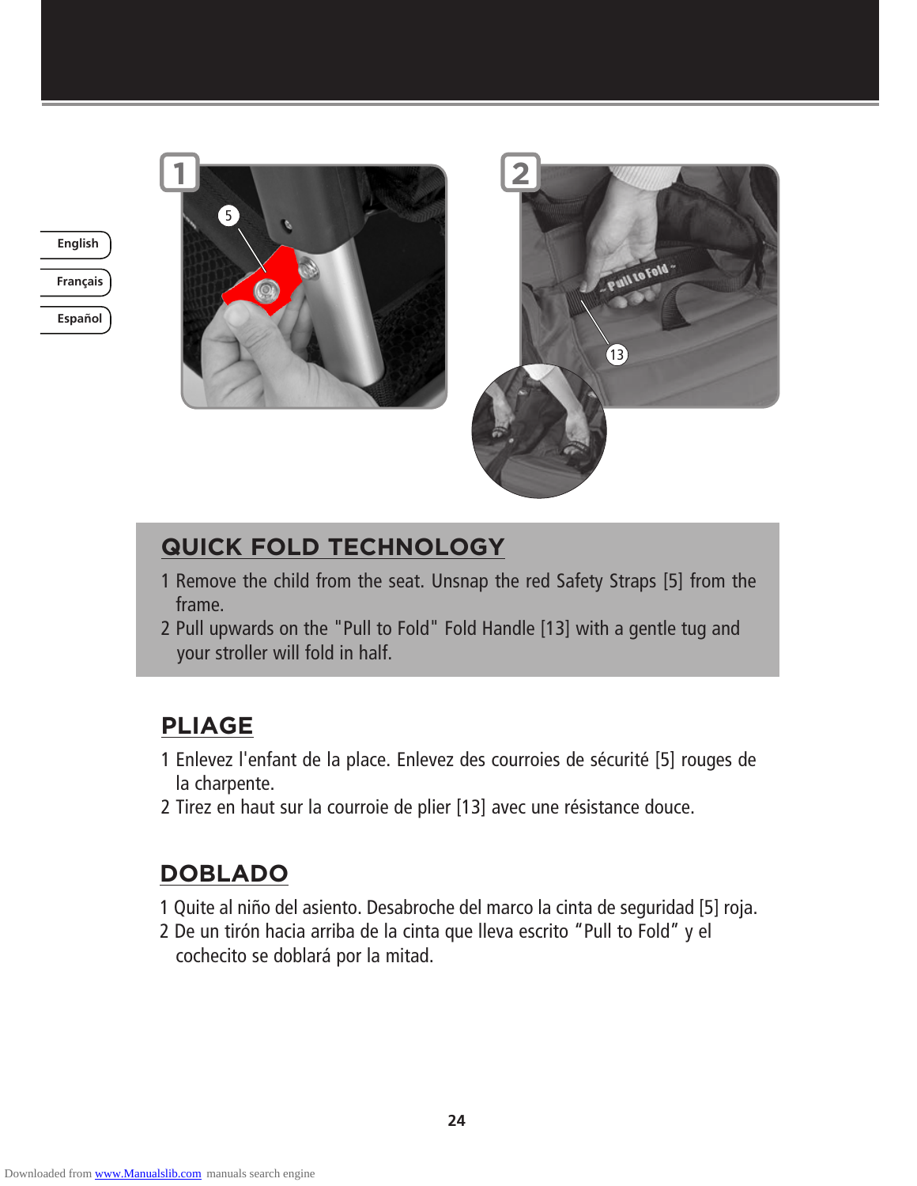## QUICK FOLD TECHNOLOGY

1 Remove the child from the seat. Unsnap the red Safety Straps [5] from the frame.
2 Pull upwards on the "Pull to Fold" Fold Handle [13] with a gentle tug and your stroller will fold in half.

## PLIAGE

1 Enlevez l'enfant de la place. Enlevez des courroies de sécurité [5] rouges de la charpente.
2 Tirez en haut sur la courroie de plier [13] avec une résistance douce.

## DOBLADO

1 Quite al niño del asiento. Desabroche del marco la cinta de seguridad [5] roja.
2 De un tirón hacia arriba de la cinta que lleva escrito "Pull to Fold" y el cochecito se doblará por la mitad.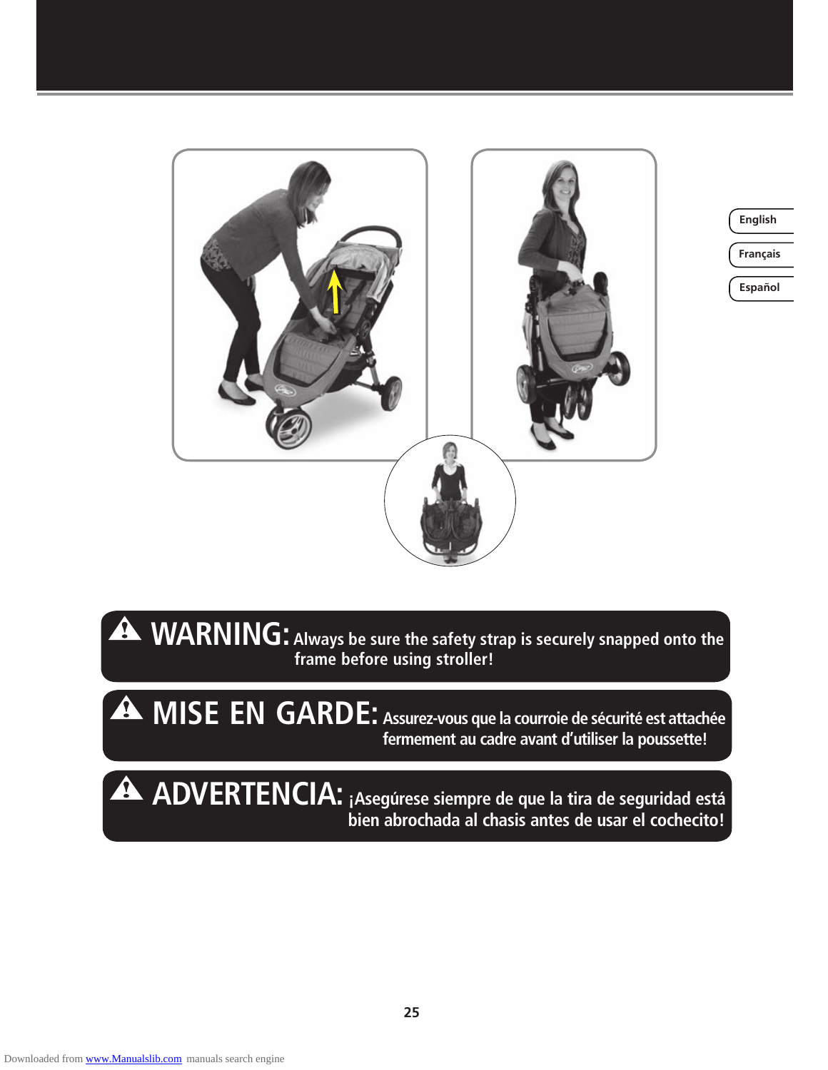English

Français

Español

**⚠ WARNING:** Always be sure the safety strap is securely snapped onto the frame before using stroller!

**⚠ MISE EN GARDE:** Assurez-vous que la courroie de sécurité est attachée fermement au cadre avant d'utiliser la poussette!

**⚠ ADVERTENCIA:** ¡Asegúrese siempre de que la tira de seguridad está bien abrochada al chasis antes de usar el cochecito!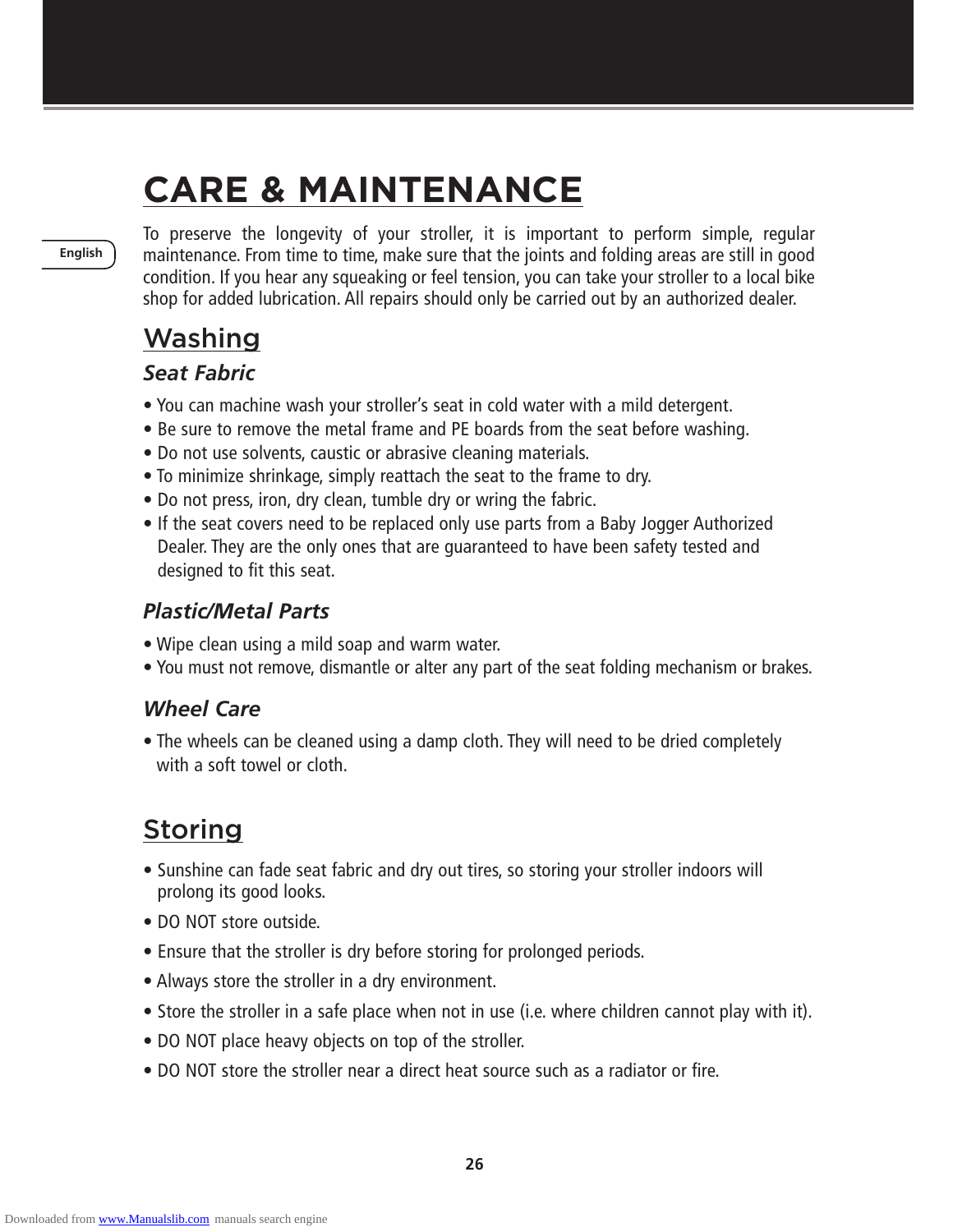# CARE & MAINTENANCE

To preserve the longevity of your stroller, it is important to perform simple, regular maintenance. From time to time, make sure that the joints and folding areas are still in good condition. If you hear any squeaking or feel tension, you can take your stroller to a local bike shop for added lubrication. All repairs should only be carried out by an authorized dealer.

## Washing

### *Seat Fabric*

- You can machine wash your stroller's seat in cold water with a mild detergent.
- Be sure to remove the metal frame and PE boards from the seat before washing.
- Do not use solvents, caustic or abrasive cleaning materials.
- To minimize shrinkage, simply reattach the seat to the frame to dry.
- Do not press, iron, dry clean, tumble dry or wring the fabric.
- If the seat covers need to be replaced only use parts from a Baby Jogger Authorized Dealer. They are the only ones that are guaranteed to have been safety tested and designed to fit this seat.

### *Plastic/Metal Parts*

- Wipe clean using a mild soap and warm water.
- You must not remove, dismantle or alter any part of the seat folding mechanism or brakes.

### *Wheel Care*

- The wheels can be cleaned using a damp cloth. They will need to be dried completely with a soft towel or cloth.

## Storing

- Sunshine can fade seat fabric and dry out tires, so storing your stroller indoors will prolong its good looks.
- DO NOT store outside.
- Ensure that the stroller is dry before storing for prolonged periods.
- Always store the stroller in a dry environment.
- Store the stroller in a safe place when not in use (i.e. where children cannot play with it).
- DO NOT place heavy objects on top of the stroller.
- DO NOT store the stroller near a direct heat source such as a radiator or fire.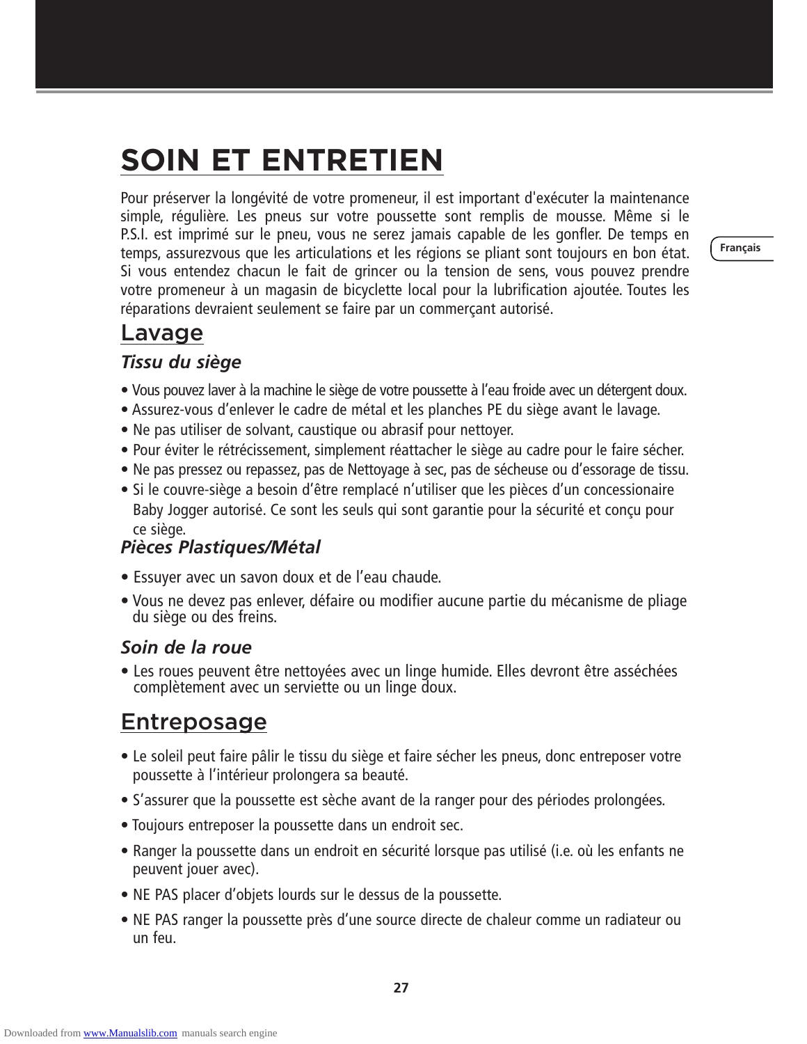# SOIN ET ENTRETIEN

Pour préserver la longévité de votre promeneur, il est important d'exécuter la maintenance simple, régulière. Les pneus sur votre poussette sont remplis de mousse. Même si le P.S.I. est imprimé sur le pneu, vous ne serez jamais capable de les gonfler. De temps en temps, assurezvous que les articulations et les régions se pliant sont toujours en bon état. Si vous entendez chacun le fait de grincer ou la tension de sens, vous pouvez prendre votre promeneur à un magasin de bicyclette local pour la lubrification ajoutée. Toutes les réparations devraient seulement se faire par un commerçant autorisé.

## Lavage

### *Tissu du siège*

- Vous pouvez laver à la machine le siège de votre poussette à l'eau froide avec un détergent doux.
- Assurez-vous d'enlever le cadre de métal et les planches PE du siège avant le lavage.
- Ne pas utiliser de solvant, caustique ou abrasif pour nettoyer.
- Pour éviter le rétrécissement, simplement réattacher le siège au cadre pour le faire sécher.
- Ne pas pressez ou repassez, pas de Nettoyage à sec, pas de sécheuse ou d'essorage de tissu.
- Si le couvre-siège a besoin d'être remplacé n'utiliser que les pièces d'un concessionaire Baby Jogger autorisé. Ce sont les seuls qui sont garantie pour la sécurité et conçu pour ce siège.

### *Pièces Plastiques/Métal*

- Essuyer avec un savon doux et de l'eau chaude.
- Vous ne devez pas enlever, défaire ou modifier aucune partie du mécanisme de pliage du siège ou des freins.

### *Soin de la roue*

- Les roues peuvent être nettoyées avec un linge humide. Elles devront être asséchées complètement avec un serviette ou un linge doux.

## Entreposage

- Le soleil peut faire pâlir le tissu du siège et faire sécher les pneus, donc entreposer votre poussette à l'intérieur prolongera sa beauté.
- S'assurer que la poussette est sèche avant de la ranger pour des périodes prolongées.
- Toujours entreposer la poussette dans un endroit sec.
- Ranger la poussette dans un endroit en sécurité lorsque pas utilisé (i.e. où les enfants ne peuvent jouer avec).
- NE PAS placer d'objets lourds sur le dessus de la poussette.
- NE PAS ranger la poussette près d'une source directe de chaleur comme un radiateur ou un feu.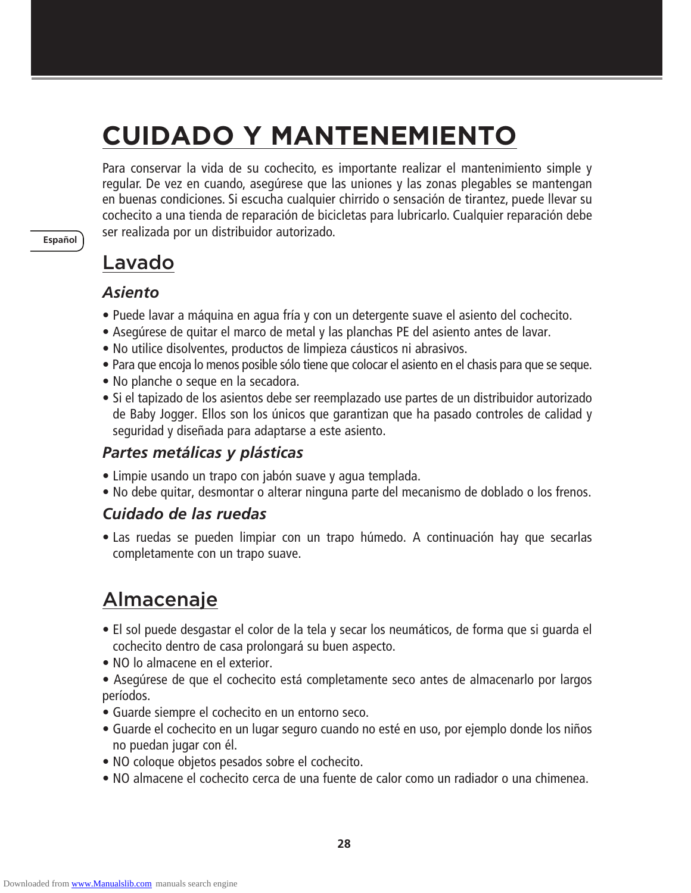# CUIDADO Y MANTENEMIENTO

Para conservar la vida de su cochecito, es importante realizar el mantenimiento simple y regular. De vez en cuando, asegúrese que las uniones y las zonas plegables se mantengan en buenas condiciones. Si escucha cualquier chirrido o sensación de tirantez, puede llevar su cochecito a una tienda de reparación de bicicletas para lubricarlo. Cualquier reparación debe ser realizada por un distribuidor autorizado.

## Lavado

### *Asiento*

- Puede lavar a máquina en agua fría y con un detergente suave el asiento del cochecito.
- Asegúrese de quitar el marco de metal y las planchas PE del asiento antes de lavar.
- No utilice disolventes, productos de limpieza cáusticos ni abrasivos.
- Para que encoja lo menos posible sólo tiene que colocar el asiento en el chasis para que se seque.
- No planche o seque en la secadora.
- Si el tapizado de los asientos debe ser reemplazado use partes de un distribuidor autorizado de Baby Jogger. Ellos son los únicos que garantizan que ha pasado controles de calidad y seguridad y diseñada para adaptarse a este asiento.

### *Partes metálicas y plásticas*

- Limpie usando un trapo con jabón suave y agua templada.
- No debe quitar, desmontar o alterar ninguna parte del mecanismo de doblado o los frenos.

### *Cuidado de las ruedas*

- Las ruedas se pueden limpiar con un trapo húmedo. A continuación hay que secarlas completamente con un trapo suave.

## Almacenaje

- El sol puede desgastar el color de la tela y secar los neumáticos, de forma que si guarda el cochecito dentro de casa prolongará su buen aspecto.
- NO lo almacene en el exterior.
- Asegúrese de que el cochecito está completamente seco antes de almacenarlo por largos períodos.
- Guarde siempre el cochecito en un entorno seco.
- Guarde el cochecito en un lugar seguro cuando no esté en uso, por ejemplo donde los niños no puedan jugar con él.
- NO coloque objetos pesados sobre el cochecito.
- NO almacene el cochecito cerca de una fuente de calor como un radiador o una chimenea.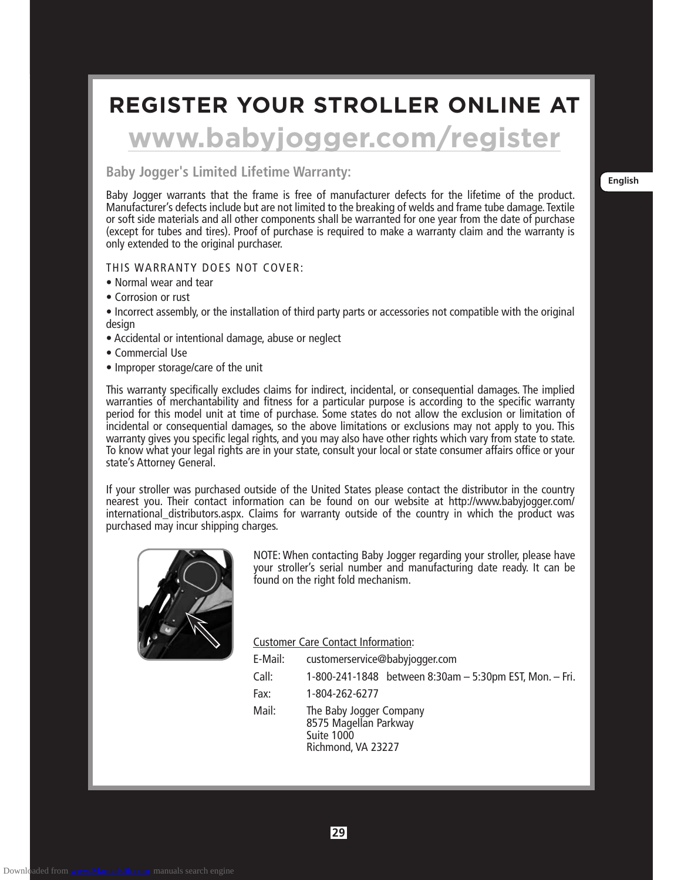# REGISTER YOUR STROLLER ONLINE AT

## www.babyjogger.com/register

### Baby Jogger's Limited Lifetime Warranty:

Baby Jogger warrants that the frame is free of manufacturer defects for the lifetime of the product. Manufacturer's defects include but are not limited to the breaking of welds and frame tube damage. Textile or soft side materials and all other components shall be warranted for one year from the date of purchase (except for tubes and tires). Proof of purchase is required to make a warranty claim and the warranty is only extended to the original purchaser.

THIS WARRANTY DOES NOT COVER:

- Normal wear and tear
- Corrosion or rust
- Incorrect assembly, or the installation of third party parts or accessories not compatible with the original design
- Accidental or intentional damage, abuse or neglect
- Commercial Use
- Improper storage/care of the unit

This warranty specifically excludes claims for indirect, incidental, or consequential damages. The implied warranties of merchantability and fitness for a particular purpose is according to the specific warranty period for this model unit at time of purchase. Some states do not allow the exclusion or limitation of incidental or consequential damages, so the above limitations or exclusions may not apply to you. This warranty gives you specific legal rights, and you may also have other rights which vary from state to state. To know what your legal rights are in your state, consult your local or state consumer affairs office or your state's Attorney General.

If your stroller was purchased outside of the United States please contact the distributor in the country nearest you. Their contact information can be found on our website at http://www.babyjogger.com/international_distributors.aspx. Claims for warranty outside of the country in which the product was purchased may incur shipping charges.

NOTE: When contacting Baby Jogger regarding your stroller, please have your stroller's serial number and manufacturing date ready. It can be found on the right fold mechanism.

Customer Care Contact Information:

E-Mail: customerservice@babyjogger.com

Call: 1-800-241-1848 between 8:30am – 5:30pm EST, Mon. – Fri.

Fax: 1-804-262-6277

Mail: The Baby Jogger Company
8575 Magellan Parkway
Suite 1000
Richmond, VA 23227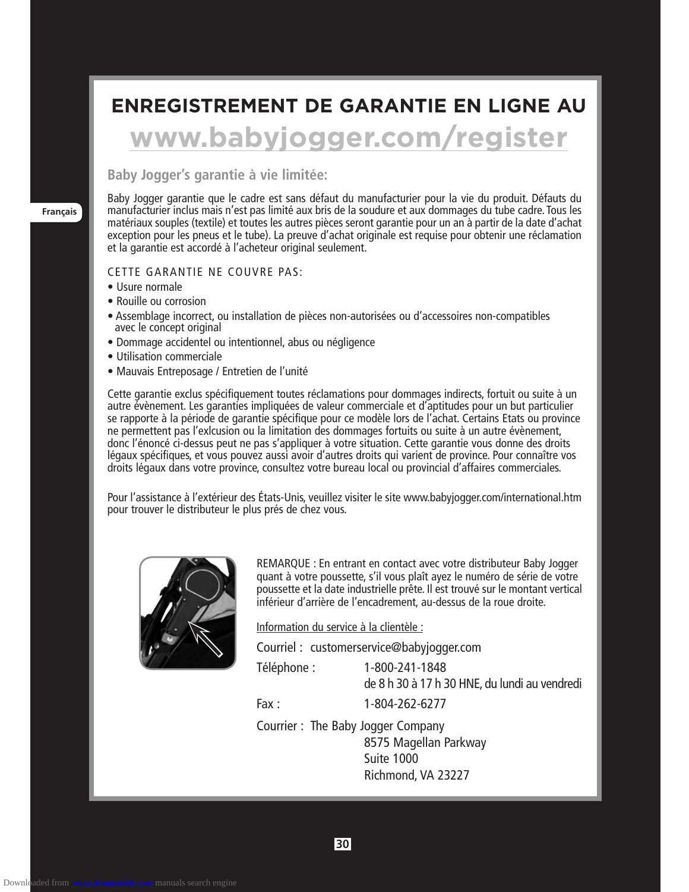# ENREGISTREMENT DE GARANTIE EN LIGNE AU

## www.babyjogger.com/register

### Baby Jogger's garantie à vie limitée:

Baby Jogger garantie que le cadre est sans défaut du manufacturier pour la vie du produit. Défauts du manufacturier inclus mais n'est pas limité aux bris de la soudure et aux dommages du tube cadre. Tous les matériaux souples (textile) et toutes les autres pièces seront garantie pour un an à partir de la date d'achat exception pour les pneus et le tube). La preuve d'achat originale est requise pour obtenir une réclamation et la garantie est accordé à l'acheteur original seulement.

CETTE GARANTIE NE COUVRE PAS:

- Usure normale
- Rouille ou corrosion
- Assemblage incorrect, ou installation de pièces non-autorisées ou d'accessoires non-compatibles avec le concept original
- Dommage accidentel ou intentionnel, abus ou négligence
- Utilisation commerciale
- Mauvais Entreposage / Entretien de l'unité

Cette garantie exclus spécifiquement toutes réclamations pour dommages indirects, fortuit ou suite à un autre évènement. Les garanties impliquées de valeur commerciale et d'aptitudes pour un but particulier se rapporte à la période de garantie spécifique pour ce modèle lors de l'achat. Certains Etats ou province ne permettent pas l'exlcusion ou la limitation des dommages fortuits ou suite à un autre évènement, donc l'énoncé ci-dessus peut ne pas s'appliquer à votre situation. Cette garantie vous donne des droits légaux spécifiques, et vous pouvez aussi avoir d'autres droits qui varient de province. Pour connaître vos droits légaux dans votre province, consultez votre bureau local ou provincial d'affaires commerciales.

Pour l'assistance à l'extérieur des États-Unis, veuillez visiter le site www.babyjogger.com/international.htm pour trouver le distributeur le plus prés de chez vous.

REMARQUE : En entrant en contact avec votre distributeur Baby Jogger quant à votre poussette, s'il vous plaît ayez le numéro de série de votre poussette et la date industrielle prête. Il est trouvé sur le montant vertical inférieur d'arrière de l'encadrement, au-dessus de la roue droite.

Information du service à la clientèle :

Courriel : customerservice@babyjogger.com

Téléphone : 1-800-241-1848
de 8 h 30 à 17 h 30 HNE, du lundi au vendredi

Fax : 1-804-262-6277

Courrier : The Baby Jogger Company
8575 Magellan Parkway
Suite 1000
Richmond, VA 23227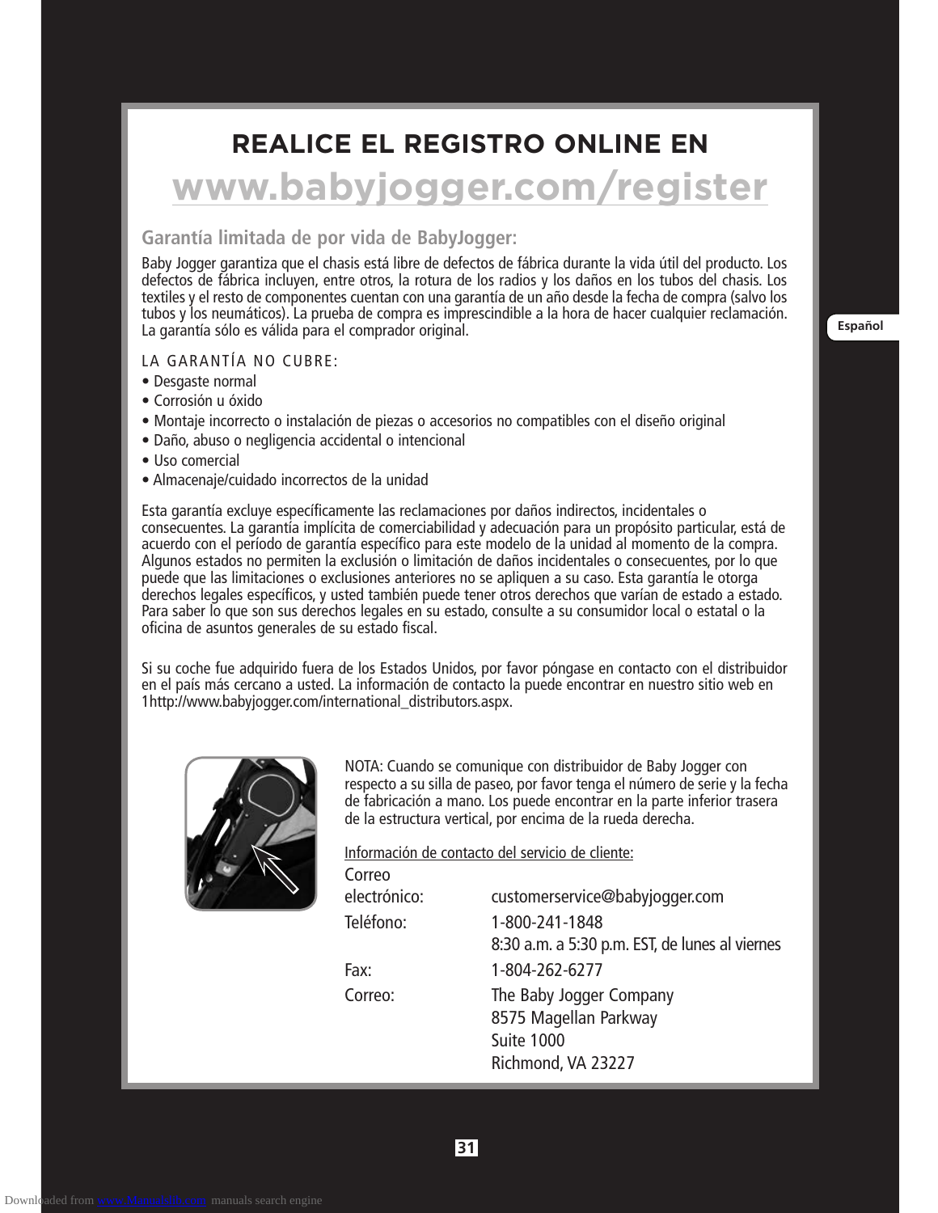# REALICE EL REGISTRO ONLINE EN

## www.babyjogger.com/register

### Garantía limitada de por vida de BabyJogger:

Baby Jogger garantiza que el chasis está libre de defectos de fábrica durante la vida útil del producto. Los defectos de fábrica incluyen, entre otros, la rotura de los radios y los daños en los tubos del chasis. Los textiles y el resto de componentes cuentan con una garantía de un año desde la fecha de compra (salvo los tubos y los neumáticos). La prueba de compra es imprescindible a la hora de hacer cualquier reclamación. La garantía sólo es válida para el comprador original.

LA GARANTÍA NO CUBRE:

- Desgaste normal
- Corrosión u óxido
- Montaje incorrecto o instalación de piezas o accesorios no compatibles con el diseño original
- Daño, abuso o negligencia accidental o intencional
- Uso comercial
- Almacenaje/cuidado incorrectos de la unidad

Esta garantía excluye específicamente las reclamaciones por daños indirectos, incidentales o consecuentes. La garantía implícita de comerciabilidad y adecuación para un propósito particular, está de acuerdo con el período de garantía específico para este modelo de la unidad al momento de la compra. Algunos estados no permiten la exclusión o limitación de daños incidentales o consecuentes, por lo que puede que las limitaciones o exclusiones anteriores no se apliquen a su caso. Esta garantía le otorga derechos legales específicos, y usted también puede tener otros derechos que varían de estado a estado. Para saber lo que son sus derechos legales en su estado, consulte a su consumidor local o estatal o la oficina de asuntos generales de su estado fiscal.

Si su coche fue adquirido fuera de los Estados Unidos, por favor póngase en contacto con el distribuidor en el país más cercano a usted. La información de contacto la puede encontrar en nuestro sitio web en 1http://www.babyjogger.com/international_distributors.aspx.

NOTA: Cuando se comunique con distribuidor de Baby Jogger con respecto a su silla de paseo, por favor tenga el número de serie y la fecha de fabricación a mano. Los puede encontrar en la parte inferior trasera de la estructura vertical, por encima de la rueda derecha.

Información de contacto del servicio de cliente:

| | |
|---|---|
| Correo electrónico: | customerservice@babyjogger.com |
| Teléfono: | 1-800-241-1848<br>8:30 a.m. a 5:30 p.m. EST, de lunes al viernes |
| Fax: | 1-804-262-6277 |
| Correo: | The Baby Jogger Company<br>8575 Magellan Parkway<br>Suite 1000<br>Richmond, VA 23227 |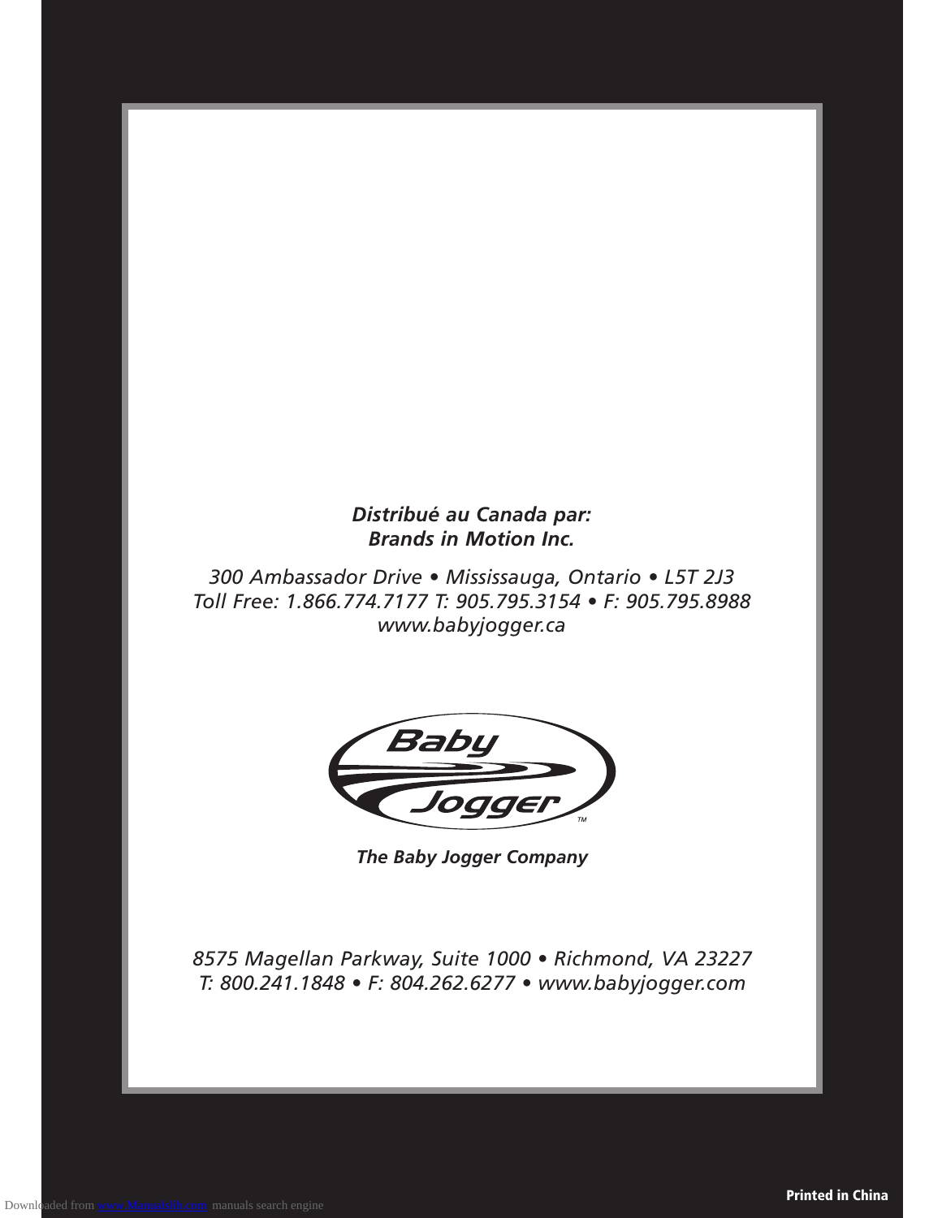***Distribué au Canada par:***
***Brands in Motion Inc.***

*300 Ambassador Drive • Mississauga, Ontario • L5T 2J3*
*Toll Free: 1.866.774.7177 T: 905.795.3154 • F: 905.795.8988*
*www.babyjogger.ca*

Baby Jogger™

***The Baby Jogger Company***

*8575 Magellan Parkway, Suite 1000 • Richmond, VA 23227*
*T: 800.241.1848 • F: 804.262.6277 • www.babyjogger.com*

**Printed in China**